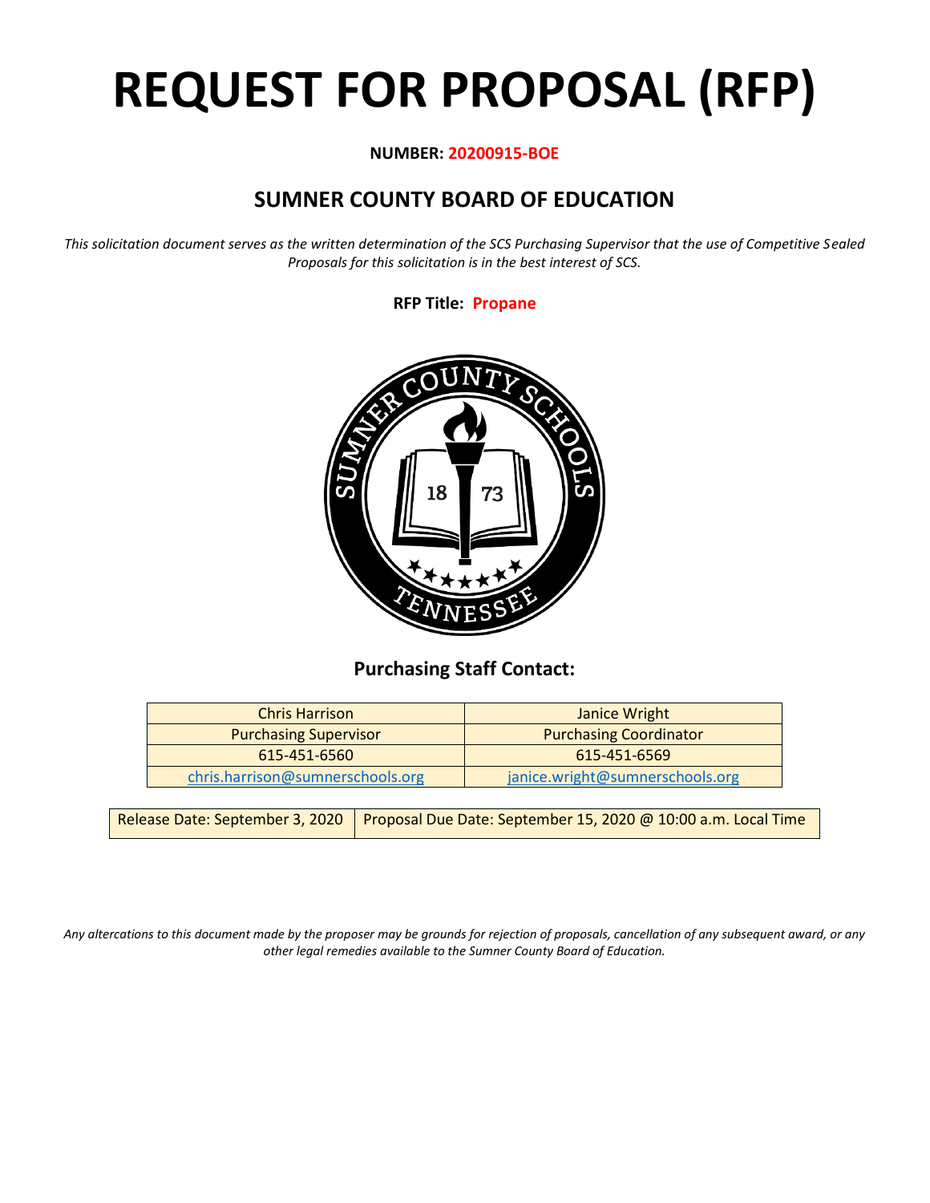# REQUEST FOR PROPOSAL (RFP)

**NUMBER: 20200915-BOE**

## SUMNER COUNTY BOARD OF EDUCATION

*This solicitation document serves as the written determination of the SCS Purchasing Supervisor that the use of Competitive Sealed Proposals for this solicitation is in the best interest of SCS.*

**RFP Title: Propane**

### Purchasing Staff Contact:

| Chris Harrison | Janice Wright |
|---|---|
| Purchasing Supervisor | Purchasing Coordinator |
| 615-451-6560 | 615-451-6569 |
| chris.harrison@sumnerschools.org | janice.wright@sumnerschools.org |

| Release Date: September 3, 2020 | Proposal Due Date: September 15, 2020 @ 10:00 a.m. Local Time |
|---|---|

*Any altercations to this document made by the proposer may be grounds for rejection of proposals, cancellation of any subsequent award, or any other legal remedies available to the Sumner County Board of Education.*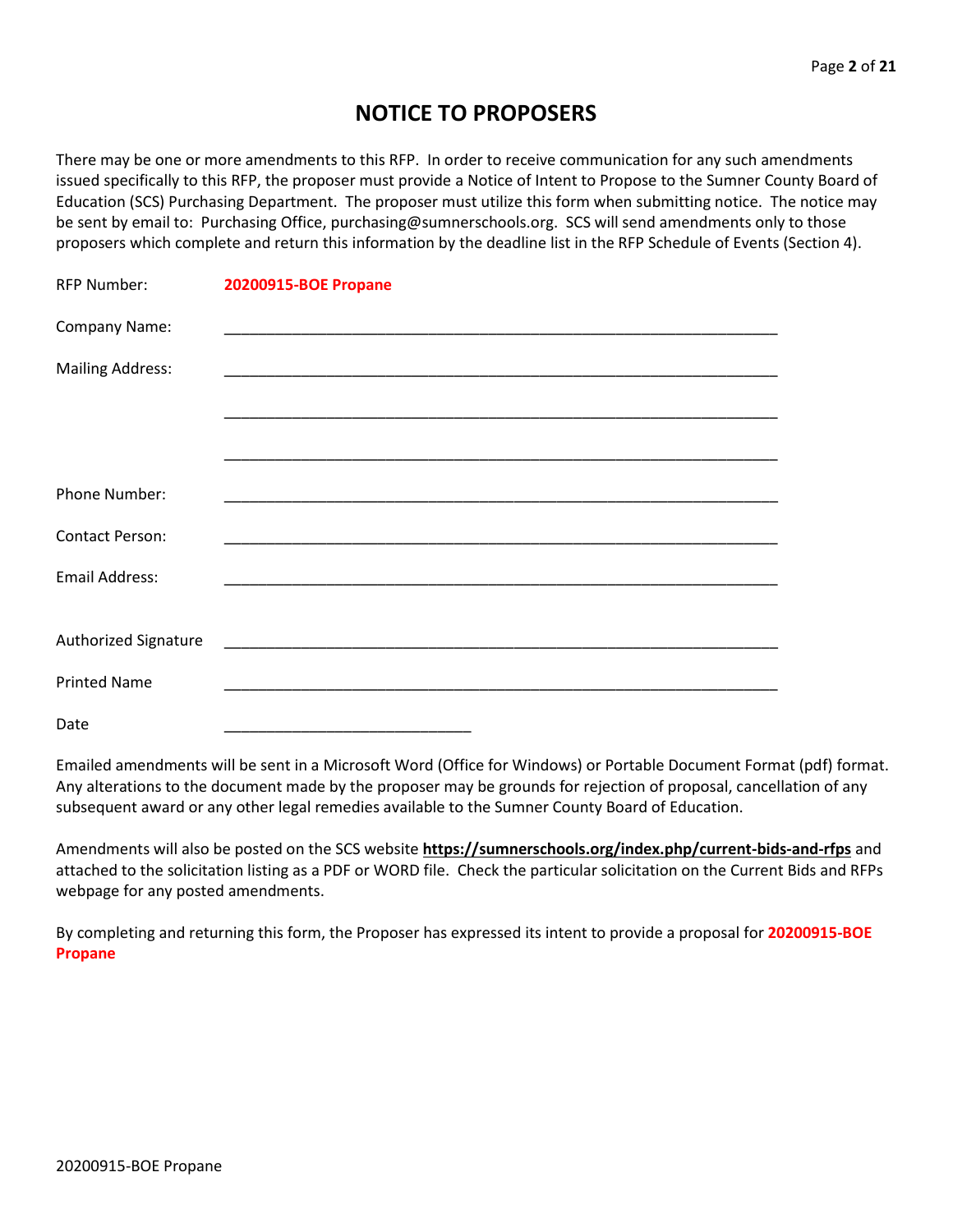# NOTICE TO PROPOSERS

There may be one or more amendments to this RFP. In order to receive communication for any such amendments issued specifically to this RFP, the proposer must provide a Notice of Intent to Propose to the Sumner County Board of Education (SCS) Purchasing Department. The proposer must utilize this form when submitting notice. The notice may be sent by email to: Purchasing Office, purchasing@sumnerschools.org. SCS will send amendments only to those proposers which complete and return this information by the deadline list in the RFP Schedule of Events (Section 4).

RFP Number: **20200915-BOE Propane**

Company Name: ___________________________________________________________________

Mailing Address: ___________________________________________________________________

___________________________________________________________________

___________________________________________________________________

Phone Number: ___________________________________________________________________

Contact Person: ___________________________________________________________________

Email Address: ___________________________________________________________________

Authorized Signature ___________________________________________________________________

Printed Name ___________________________________________________________________

Date ______________________________

Emailed amendments will be sent in a Microsoft Word (Office for Windows) or Portable Document Format (pdf) format. Any alterations to the document made by the proposer may be grounds for rejection of proposal, cancellation of any subsequent award or any other legal remedies available to the Sumner County Board of Education.

Amendments will also be posted on the SCS website **https://sumnerschools.org/index.php/current-bids-and-rfps** and attached to the solicitation listing as a PDF or WORD file. Check the particular solicitation on the Current Bids and RFPs webpage for any posted amendments.

By completing and returning this form, the Proposer has expressed its intent to provide a proposal for **20200915-BOE Propane**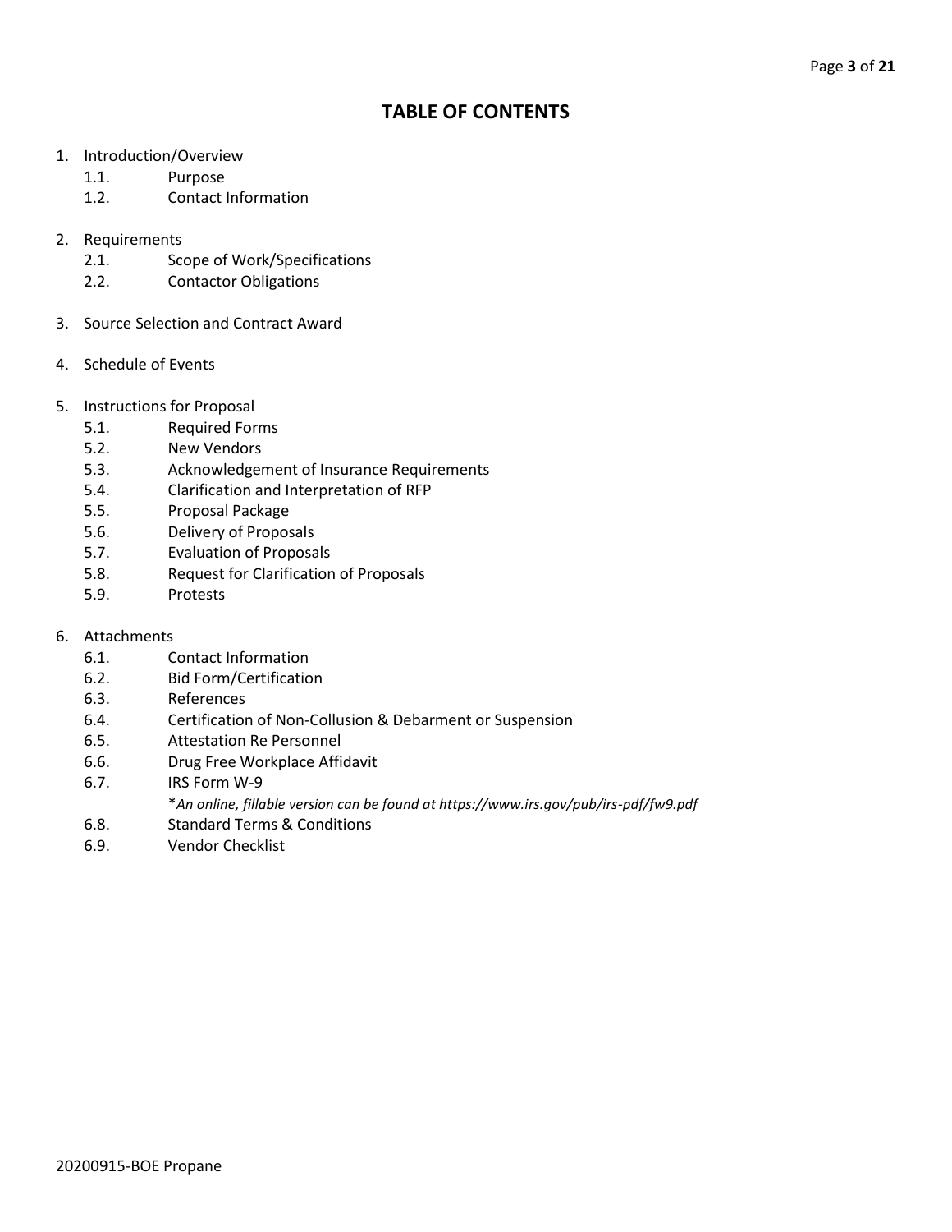# TABLE OF CONTENTS

1. Introduction/Overview
   - 1.1. Purpose
   - 1.2. Contact Information

2. Requirements
   - 2.1. Scope of Work/Specifications
   - 2.2. Contactor Obligations

3. Source Selection and Contract Award

4. Schedule of Events

5. Instructions for Proposal
   - 5.1. Required Forms
   - 5.2. New Vendors
   - 5.3. Acknowledgement of Insurance Requirements
   - 5.4. Clarification and Interpretation of RFP
   - 5.5. Proposal Package
   - 5.6. Delivery of Proposals
   - 5.7. Evaluation of Proposals
   - 5.8. Request for Clarification of Proposals
   - 5.9. Protests

6. Attachments
   - 6.1. Contact Information
   - 6.2. Bid Form/Certification
   - 6.3. References
   - 6.4. Certification of Non-Collusion & Debarment or Suspension
   - 6.5. Attestation Re Personnel
   - 6.6. Drug Free Workplace Affidavit
   - 6.7. IRS Form W-9
     
     **An online, fillable version can be found at https://www.irs.gov/pub/irs-pdf/fw9.pdf*
   - 6.8. Standard Terms & Conditions
   - 6.9. Vendor Checklist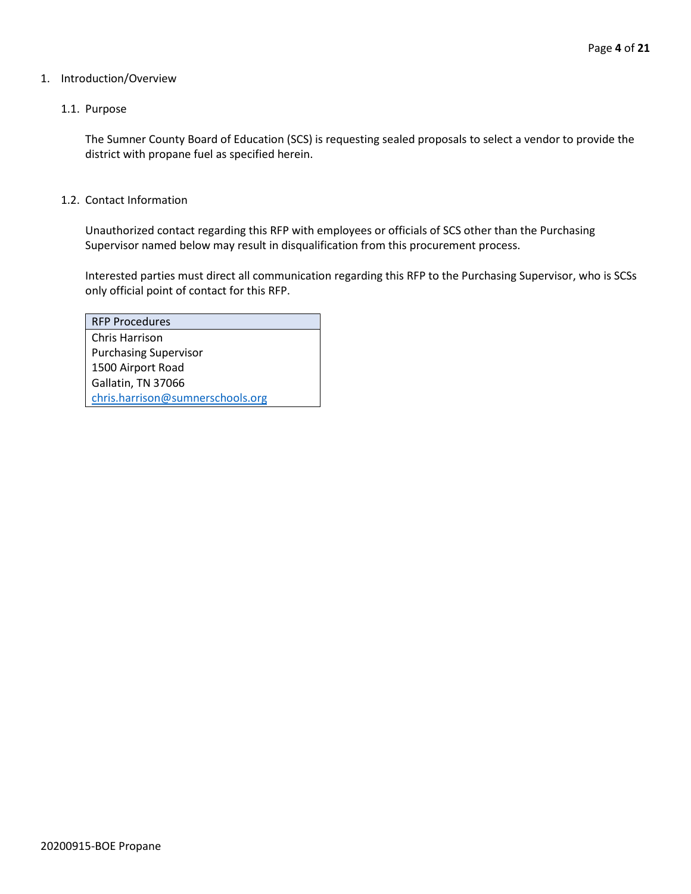# 1. Introduction/Overview

## 1.1. Purpose

The Sumner County Board of Education (SCS) is requesting sealed proposals to select a vendor to provide the district with propane fuel as specified herein.

## 1.2. Contact Information

Unauthorized contact regarding this RFP with employees or officials of SCS other than the Purchasing Supervisor named below may result in disqualification from this procurement process.

Interested parties must direct all communication regarding this RFP to the Purchasing Supervisor, who is SCSs only official point of contact for this RFP.

| RFP Procedures |
| --- |
| Chris Harrison<br>Purchasing Supervisor<br>1500 Airport Road<br>Gallatin, TN 37066<br>chris.harrison@sumnerschools.org |

20200915-BOE Propane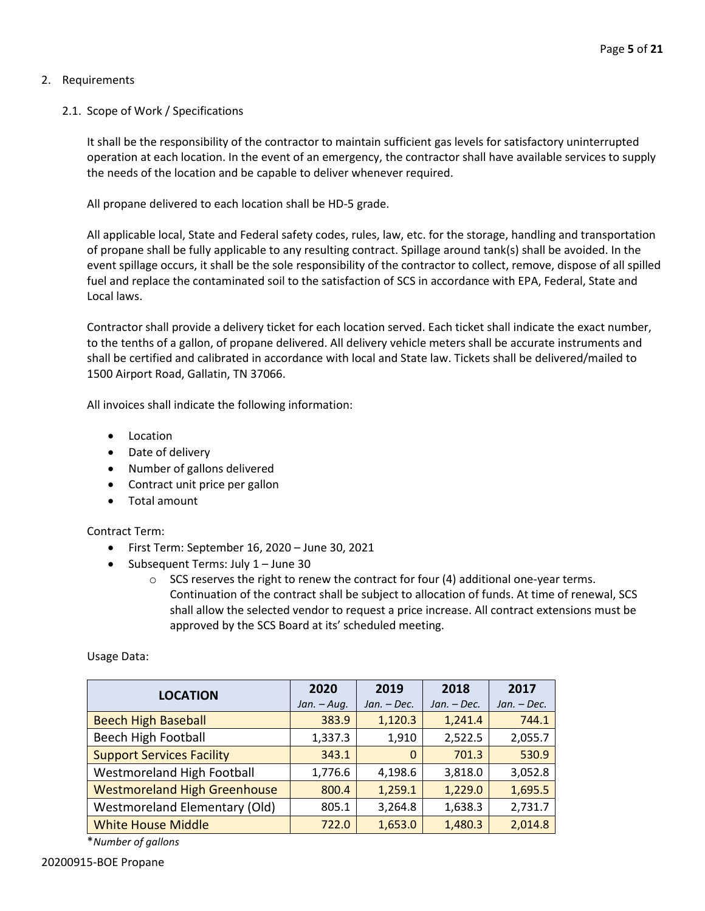2. Requirements

   2.1. Scope of Work / Specifications

It shall be the responsibility of the contractor to maintain sufficient gas levels for satisfactory uninterrupted operation at each location. In the event of an emergency, the contractor shall have available services to supply the needs of the location and be capable to deliver whenever required.

All propane delivered to each location shall be HD-5 grade.

All applicable local, State and Federal safety codes, rules, law, etc. for the storage, handling and transportation of propane shall be fully applicable to any resulting contract. Spillage around tank(s) shall be avoided. In the event spillage occurs, it shall be the sole responsibility of the contractor to collect, remove, dispose of all spilled fuel and replace the contaminated soil to the satisfaction of SCS in accordance with EPA, Federal, State and Local laws.

Contractor shall provide a delivery ticket for each location served. Each ticket shall indicate the exact number, to the tenths of a gallon, of propane delivered. All delivery vehicle meters shall be accurate instruments and shall be certified and calibrated in accordance with local and State law. Tickets shall be delivered/mailed to 1500 Airport Road, Gallatin, TN 37066.

All invoices shall indicate the following information:

- Location
- Date of delivery
- Number of gallons delivered
- Contract unit price per gallon
- Total amount

Contract Term:

- First Term: September 16, 2020 – June 30, 2021
- Subsequent Terms: July 1 – June 30
  - SCS reserves the right to renew the contract for four (4) additional one-year terms. Continuation of the contract shall be subject to allocation of funds. At time of renewal, SCS shall allow the selected vendor to request a price increase. All contract extensions must be approved by the SCS Board at its' scheduled meeting.

Usage Data:

| LOCATION | 2020 *Jan. – Aug.* | 2019 *Jan. – Dec.* | 2018 *Jan. – Dec.* | 2017 *Jan. – Dec.* |
|---|---|---|---|---|
| Beech High Baseball | 383.9 | 1,120.3 | 1,241.4 | 744.1 |
| Beech High Football | 1,337.3 | 1,910 | 2,522.5 | 2,055.7 |
| Support Services Facility | 343.1 | 0 | 701.3 | 530.9 |
| Westmoreland High Football | 1,776.6 | 4,198.6 | 3,818.0 | 3,052.8 |
| Westmoreland High Greenhouse | 800.4 | 1,259.1 | 1,229.0 | 1,695.5 |
| Westmoreland Elementary (Old) | 805.1 | 3,264.8 | 1,638.3 | 2,731.7 |
| White House Middle | 722.0 | 1,653.0 | 1,480.3 | 2,014.8 |

\**Number of gallons*

20200915-BOE Propane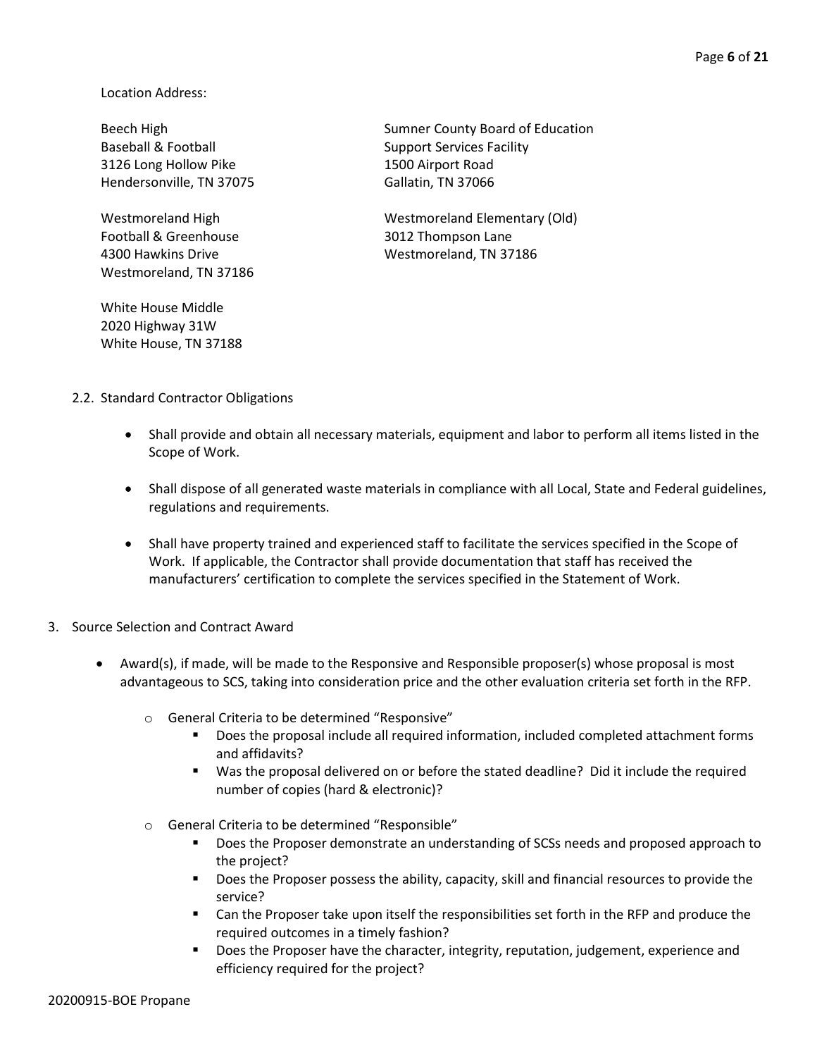Location Address:

Beech High
Baseball & Football
3126 Long Hollow Pike
Hendersonville, TN 37075

Sumner County Board of Education
Support Services Facility
1500 Airport Road
Gallatin, TN 37066

Westmoreland High
Football & Greenhouse
4300 Hawkins Drive
Westmoreland, TN 37186

Westmoreland Elementary (Old)
3012 Thompson Lane
Westmoreland, TN 37186

White House Middle
2020 Highway 31W
White House, TN 37188

2.2. Standard Contractor Obligations

- Shall provide and obtain all necessary materials, equipment and labor to perform all items listed in the Scope of Work.
- Shall dispose of all generated waste materials in compliance with all Local, State and Federal guidelines, regulations and requirements.
- Shall have property trained and experienced staff to facilitate the services specified in the Scope of Work. If applicable, the Contractor shall provide documentation that staff has received the manufacturers' certification to complete the services specified in the Statement of Work.

3. Source Selection and Contract Award

- Award(s), if made, will be made to the Responsive and Responsible proposer(s) whose proposal is most advantageous to SCS, taking into consideration price and the other evaluation criteria set forth in the RFP.
  - General Criteria to be determined "Responsive"
    - Does the proposal include all required information, included completed attachment forms and affidavits?
    - Was the proposal delivered on or before the stated deadline? Did it include the required number of copies (hard & electronic)?
  - General Criteria to be determined "Responsible"
    - Does the Proposer demonstrate an understanding of SCSs needs and proposed approach to the project?
    - Does the Proposer possess the ability, capacity, skill and financial resources to provide the service?
    - Can the Proposer take upon itself the responsibilities set forth in the RFP and produce the required outcomes in a timely fashion?
    - Does the Proposer have the character, integrity, reputation, judgement, experience and efficiency required for the project?

20200915-BOE Propane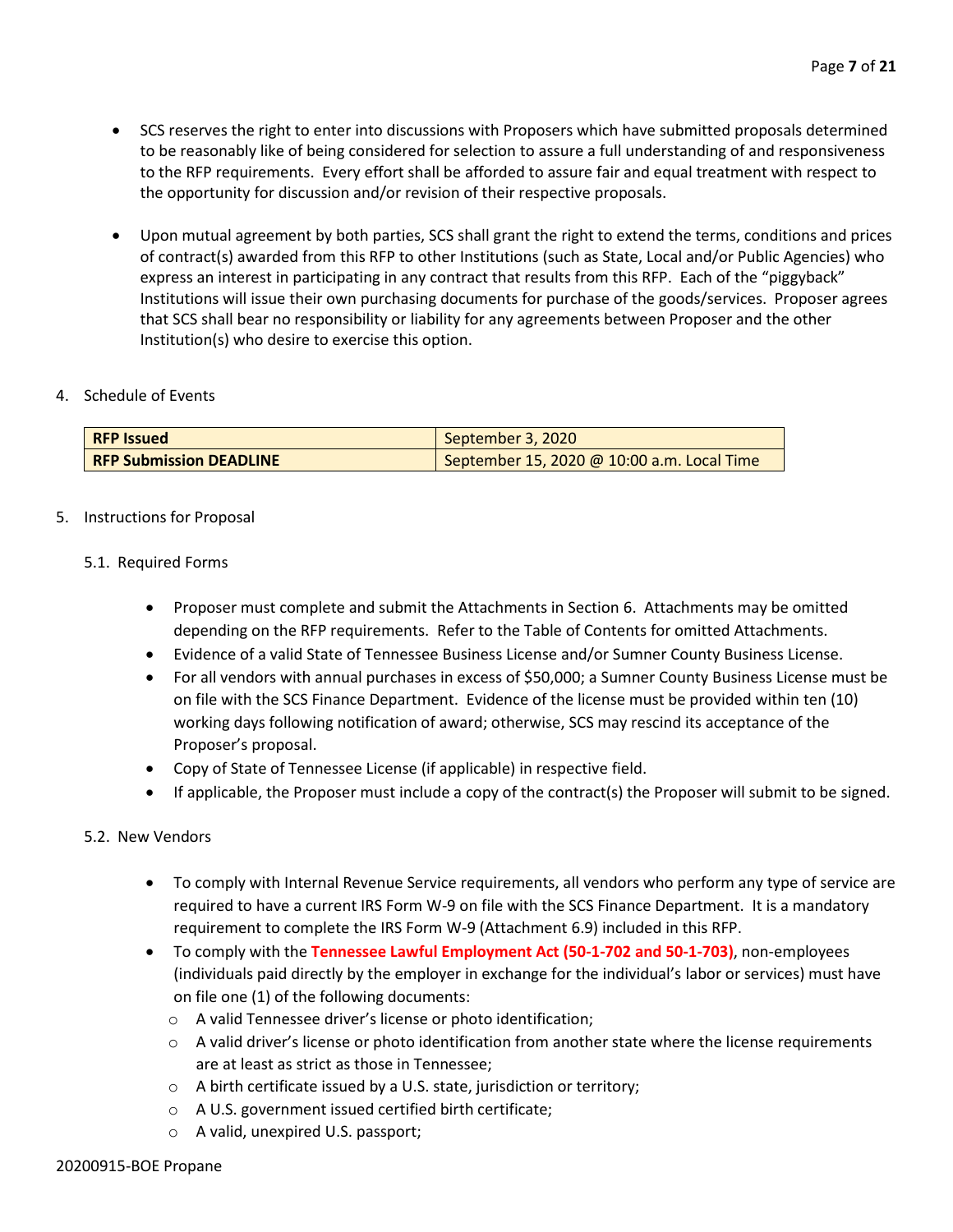- SCS reserves the right to enter into discussions with Proposers which have submitted proposals determined to be reasonably like of being considered for selection to assure a full understanding of and responsiveness to the RFP requirements. Every effort shall be afforded to assure fair and equal treatment with respect to the opportunity for discussion and/or revision of their respective proposals.

- Upon mutual agreement by both parties, SCS shall grant the right to extend the terms, conditions and prices of contract(s) awarded from this RFP to other Institutions (such as State, Local and/or Public Agencies) who express an interest in participating in any contract that results from this RFP. Each of the "piggyback" Institutions will issue their own purchasing documents for purchase of the goods/services. Proposer agrees that SCS shall bear no responsibility or liability for any agreements between Proposer and the other Institution(s) who desire to exercise this option.

4. Schedule of Events

| **RFP Issued** | September 3, 2020 |
| --- | --- |
| **RFP Submission DEADLINE** | September 15, 2020 @ 10:00 a.m. Local Time |

5. Instructions for Proposal

5.1. Required Forms

- Proposer must complete and submit the Attachments in Section 6. Attachments may be omitted depending on the RFP requirements. Refer to the Table of Contents for omitted Attachments.
- Evidence of a valid State of Tennessee Business License and/or Sumner County Business License.
- For all vendors with annual purchases in excess of $50,000; a Sumner County Business License must be on file with the SCS Finance Department. Evidence of the license must be provided within ten (10) working days following notification of award; otherwise, SCS may rescind its acceptance of the Proposer's proposal.
- Copy of State of Tennessee License (if applicable) in respective field.
- If applicable, the Proposer must include a copy of the contract(s) the Proposer will submit to be signed.

5.2. New Vendors

- To comply with Internal Revenue Service requirements, all vendors who perform any type of service are required to have a current IRS Form W-9 on file with the SCS Finance Department. It is a mandatory requirement to complete the IRS Form W-9 (Attachment 6.9) included in this RFP.
- To comply with the **Tennessee Lawful Employment Act (50-1-702 and 50-1-703)**, non-employees (individuals paid directly by the employer in exchange for the individual's labor or services) must have on file one (1) of the following documents:
  - A valid Tennessee driver's license or photo identification;
  - A valid driver's license or photo identification from another state where the license requirements are at least as strict as those in Tennessee;
  - A birth certificate issued by a U.S. state, jurisdiction or territory;
  - A U.S. government issued certified birth certificate;
  - A valid, unexpired U.S. passport;

20200915-BOE Propane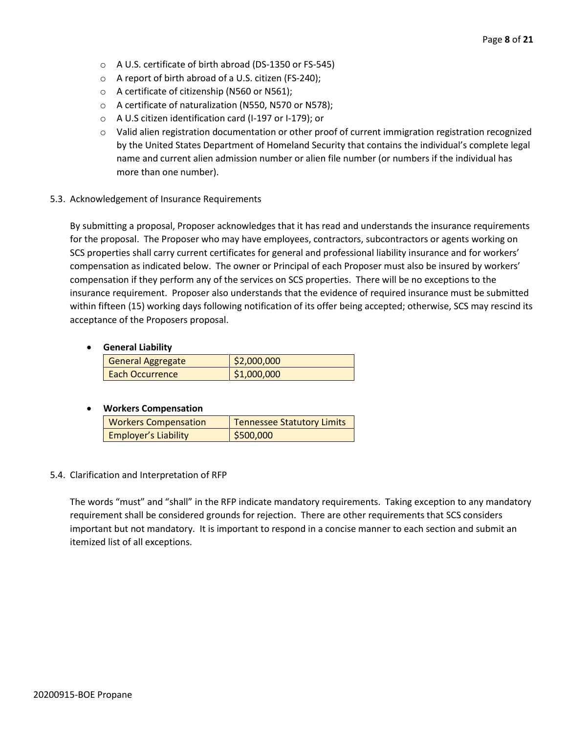- A U.S. certificate of birth abroad (DS-1350 or FS-545)
- A report of birth abroad of a U.S. citizen (FS-240);
- A certificate of citizenship (N560 or N561);
- A certificate of naturalization (N550, N570 or N578);
- A U.S citizen identification card (I-197 or I-179); or
- Valid alien registration documentation or other proof of current immigration registration recognized by the United States Department of Homeland Security that contains the individual's complete legal name and current alien admission number or alien file number (or numbers if the individual has more than one number).

5.3. Acknowledgement of Insurance Requirements

By submitting a proposal, Proposer acknowledges that it has read and understands the insurance requirements for the proposal. The Proposer who may have employees, contractors, subcontractors or agents working on SCS properties shall carry current certificates for general and professional liability insurance and for workers' compensation as indicated below. The owner or Principal of each Proposer must also be insured by workers' compensation if they perform any of the services on SCS properties. There will be no exceptions to the insurance requirement. Proposer also understands that the evidence of required insurance must be submitted within fifteen (15) working days following notification of its offer being accepted; otherwise, SCS may rescind its acceptance of the Proposers proposal.

- **General Liability**

| General Aggregate | $2,000,000 |
|---|---|
| Each Occurrence | $1,000,000 |

- **Workers Compensation**

| Workers Compensation | Tennessee Statutory Limits |
|---|---|
| Employer's Liability | $500,000 |

5.4. Clarification and Interpretation of RFP

The words "must" and "shall" in the RFP indicate mandatory requirements. Taking exception to any mandatory requirement shall be considered grounds for rejection. There are other requirements that SCS considers important but not mandatory. It is important to respond in a concise manner to each section and submit an itemized list of all exceptions.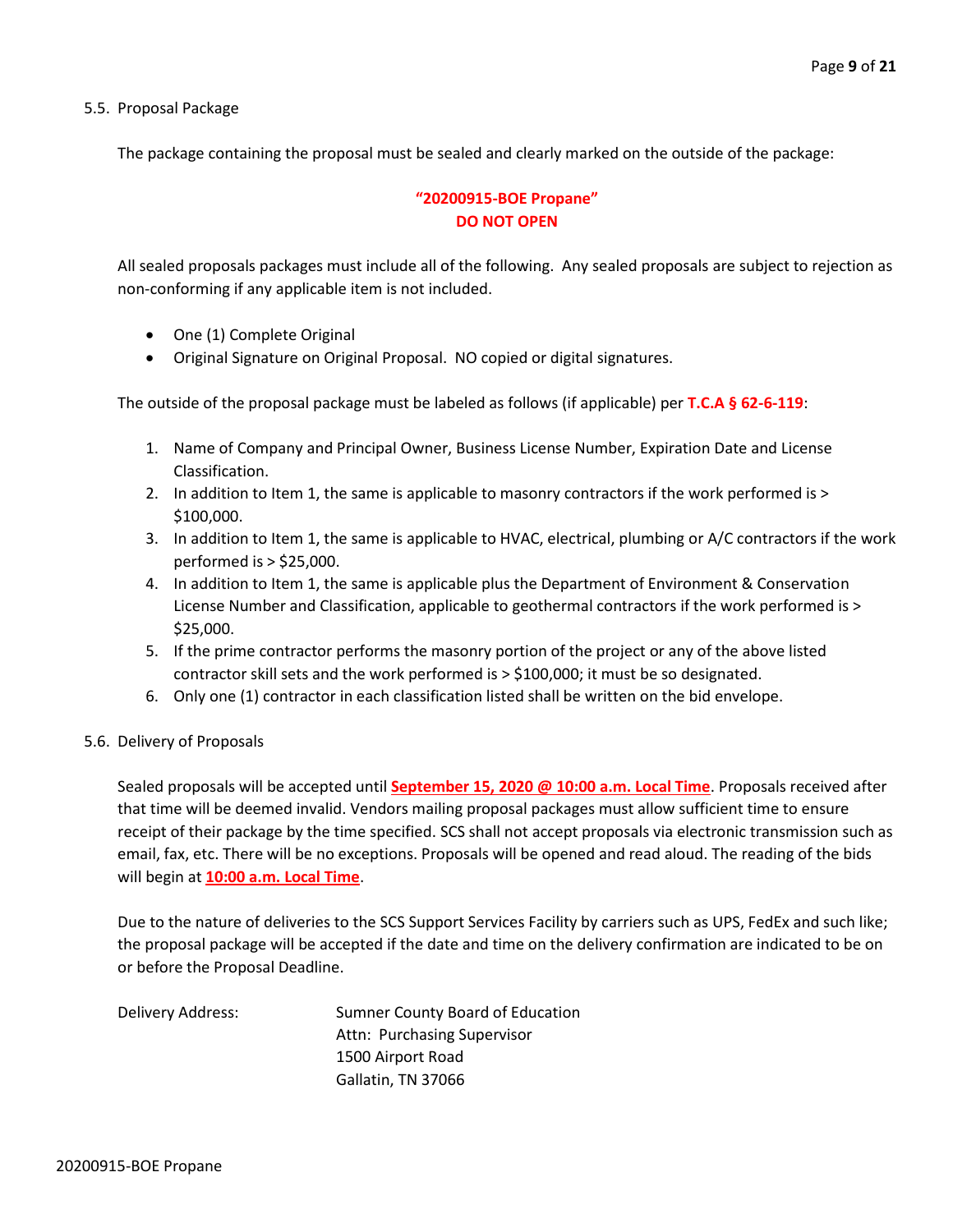5.5. Proposal Package

The package containing the proposal must be sealed and clearly marked on the outside of the package:

**"20200915-BOE Propane"**
**DO NOT OPEN**

All sealed proposals packages must include all of the following. Any sealed proposals are subject to rejection as non-conforming if any applicable item is not included.

- One (1) Complete Original
- Original Signature on Original Proposal. NO copied or digital signatures.

The outside of the proposal package must be labeled as follows (if applicable) per **T.C.A § 62-6-119**:

1. Name of Company and Principal Owner, Business License Number, Expiration Date and License Classification.
2. In addition to Item 1, the same is applicable to masonry contractors if the work performed is > $100,000.
3. In addition to Item 1, the same is applicable to HVAC, electrical, plumbing or A/C contractors if the work performed is > $25,000.
4. In addition to Item 1, the same is applicable plus the Department of Environment & Conservation License Number and Classification, applicable to geothermal contractors if the work performed is > $25,000.
5. If the prime contractor performs the masonry portion of the project or any of the above listed contractor skill sets and the work performed is > $100,000; it must be so designated.
6. Only one (1) contractor in each classification listed shall be written on the bid envelope.

5.6. Delivery of Proposals

Sealed proposals will be accepted until **September 15, 2020 @ 10:00 a.m. Local Time**. Proposals received after that time will be deemed invalid. Vendors mailing proposal packages must allow sufficient time to ensure receipt of their package by the time specified. SCS shall not accept proposals via electronic transmission such as email, fax, etc. There will be no exceptions. Proposals will be opened and read aloud. The reading of the bids will begin at **10:00 a.m. Local Time**.

Due to the nature of deliveries to the SCS Support Services Facility by carriers such as UPS, FedEx and such like; the proposal package will be accepted if the date and time on the delivery confirmation are indicated to be on or before the Proposal Deadline.

Delivery Address: Sumner County Board of Education
Attn: Purchasing Supervisor
1500 Airport Road
Gallatin, TN 37066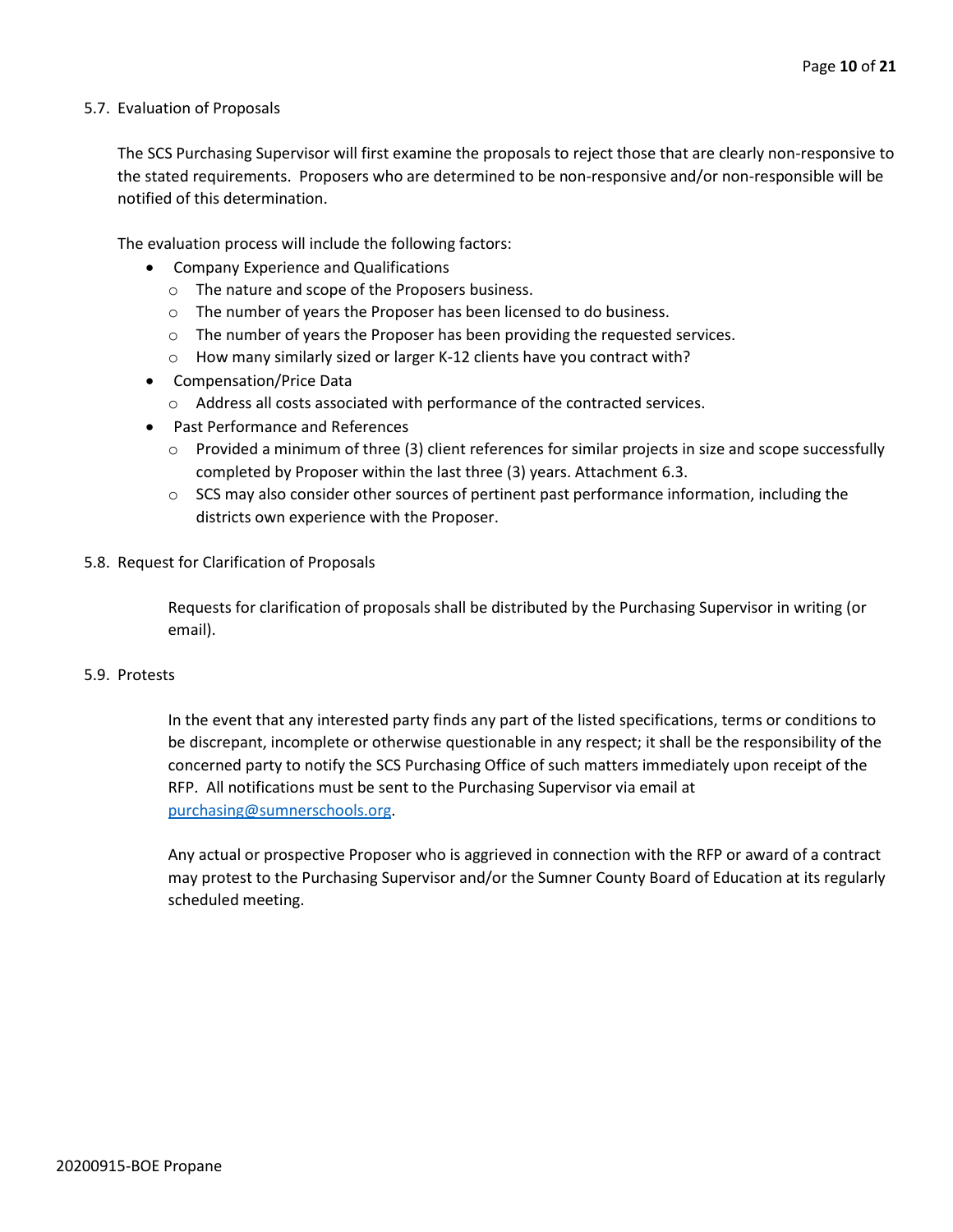5.7. Evaluation of Proposals

The SCS Purchasing Supervisor will first examine the proposals to reject those that are clearly non-responsive to the stated requirements. Proposers who are determined to be non-responsive and/or non-responsible will be notified of this determination.

The evaluation process will include the following factors:

- Company Experience and Qualifications
  - The nature and scope of the Proposers business.
  - The number of years the Proposer has been licensed to do business.
  - The number of years the Proposer has been providing the requested services.
  - How many similarly sized or larger K-12 clients have you contract with?
- Compensation/Price Data
  - Address all costs associated with performance of the contracted services.
- Past Performance and References
  - Provided a minimum of three (3) client references for similar projects in size and scope successfully completed by Proposer within the last three (3) years. Attachment 6.3.
  - SCS may also consider other sources of pertinent past performance information, including the districts own experience with the Proposer.

5.8. Request for Clarification of Proposals

Requests for clarification of proposals shall be distributed by the Purchasing Supervisor in writing (or email).

5.9. Protests

In the event that any interested party finds any part of the listed specifications, terms or conditions to be discrepant, incomplete or otherwise questionable in any respect; it shall be the responsibility of the concerned party to notify the SCS Purchasing Office of such matters immediately upon receipt of the RFP. All notifications must be sent to the Purchasing Supervisor via email at purchasing@sumnerschools.org.

Any actual or prospective Proposer who is aggrieved in connection with the RFP or award of a contract may protest to the Purchasing Supervisor and/or the Sumner County Board of Education at its regularly scheduled meeting.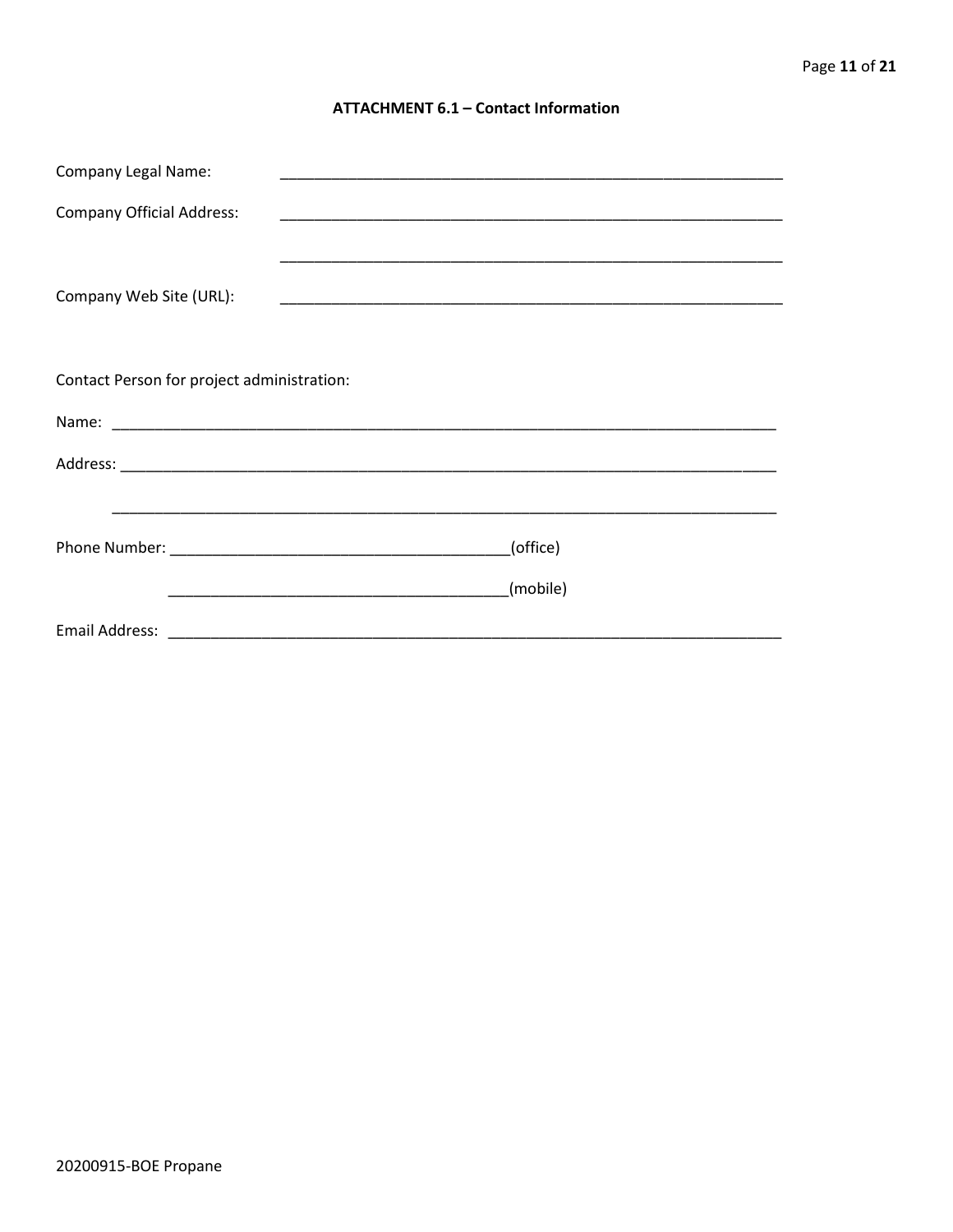## ATTACHMENT 6.1 – Contact Information

Company Legal Name: ____________________________________________________________

Company Official Address: ____________________________________________________________

____________________________________________________________

Company Web Site (URL): ____________________________________________________________

Contact Person for project administration:

Name: ________________________________________________________________________________

Address: ______________________________________________________________________________

______________________________________________________________________________

Phone Number: ________________________________________(office)

________________________________________(mobile)

Email Address: ___________________________________________________________________________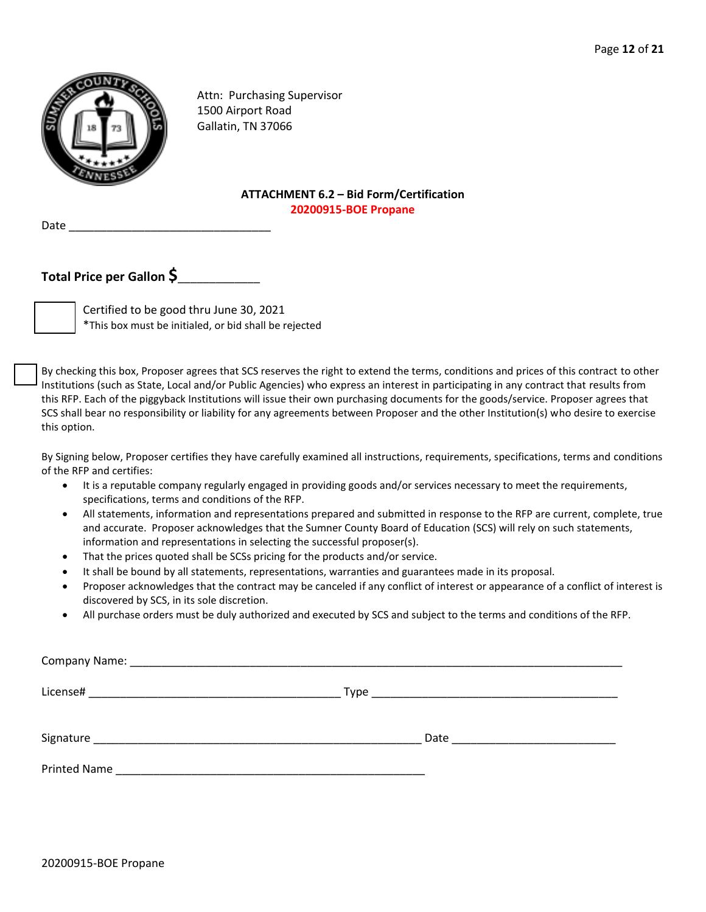Attn: Purchasing Supervisor
1500 Airport Road
Gallatin, TN 37066

## ATTACHMENT 6.2 – Bid Form/Certification

**20200915-BOE Propane**

Date ________________________________

**Total Price per Gallon $**____________

☐ Certified to be good thru June 30, 2021
*This box must be initialed, or bid shall be rejected

☐ By checking this box, Proposer agrees that SCS reserves the right to extend the terms, conditions and prices of this contract to other Institutions (such as State, Local and/or Public Agencies) who express an interest in participating in any contract that results from this RFP. Each of the piggyback Institutions will issue their own purchasing documents for the goods/service. Proposer agrees that SCS shall bear no responsibility or liability for any agreements between Proposer and the other Institution(s) who desire to exercise this option.

By Signing below, Proposer certifies they have carefully examined all instructions, requirements, specifications, terms and conditions of the RFP and certifies:

- It is a reputable company regularly engaged in providing goods and/or services necessary to meet the requirements, specifications, terms and conditions of the RFP.
- All statements, information and representations prepared and submitted in response to the RFP are current, complete, true and accurate. Proposer acknowledges that the Sumner County Board of Education (SCS) will rely on such statements, information and representations in selecting the successful proposer(s).
- That the prices quoted shall be SCSs pricing for the products and/or service.
- It shall be bound by all statements, representations, warranties and guarantees made in its proposal.
- Proposer acknowledges that the contract may be canceled if any conflict of interest or appearance of a conflict of interest is discovered by SCS, in its sole discretion.
- All purchase orders must be duly authorized and executed by SCS and subject to the terms and conditions of the RFP.

Company Name: ________________________________________________________________

License# ________________________________ Type ________________________________

Signature ____________________________________________ Date ______________________

Printed Name ________________________________________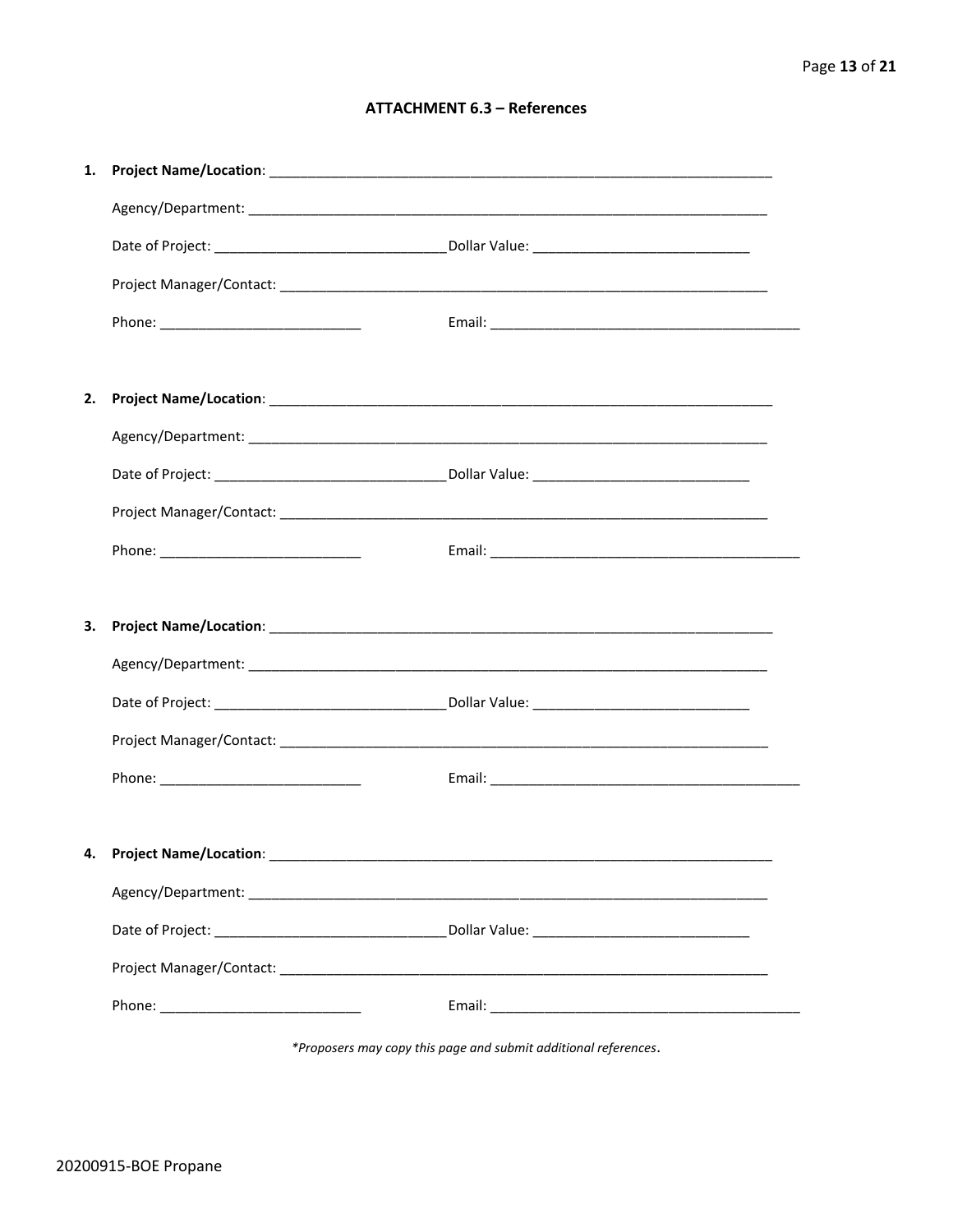## ATTACHMENT 6.3 – References

1. **Project Name/Location**: ____________________________________________________________________

   Agency/Department: ____________________________________________________________________

   Date of Project: ______________________________ Dollar Value: ____________________________

   Project Manager/Contact: ____________________________________________________________________

   Phone: ___________________________ Email: __________________________________________

2. **Project Name/Location**: ____________________________________________________________________

   Agency/Department: ____________________________________________________________________

   Date of Project: ______________________________ Dollar Value: ____________________________

   Project Manager/Contact: ____________________________________________________________________

   Phone: ___________________________ Email: __________________________________________

3. **Project Name/Location**: ____________________________________________________________________

   Agency/Department: ____________________________________________________________________

   Date of Project: ______________________________ Dollar Value: ____________________________

   Project Manager/Contact: ____________________________________________________________________

   Phone: ___________________________ Email: __________________________________________

4. **Project Name/Location**: ____________________________________________________________________

   Agency/Department: ____________________________________________________________________

   Date of Project: ______________________________ Dollar Value: ____________________________

   Project Manager/Contact: ____________________________________________________________________

   Phone: ___________________________ Email: __________________________________________

*\*Proposers may copy this page and submit additional references.*

20200915-BOE Propane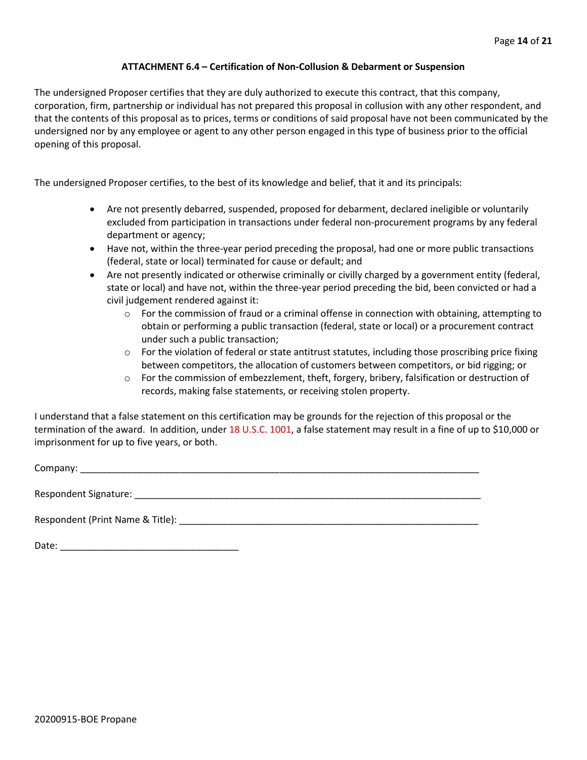### ATTACHMENT 6.4 – Certification of Non-Collusion & Debarment or Suspension

The undersigned Proposer certifies that they are duly authorized to execute this contract, that this company, corporation, firm, partnership or individual has not prepared this proposal in collusion with any other respondent, and that the contents of this proposal as to prices, terms or conditions of said proposal have not been communicated by the undersigned nor by any employee or agent to any other person engaged in this type of business prior to the official opening of this proposal.

The undersigned Proposer certifies, to the best of its knowledge and belief, that it and its principals:

- Are not presently debarred, suspended, proposed for debarment, declared ineligible or voluntarily excluded from participation in transactions under federal non-procurement programs by any federal department or agency;
- Have not, within the three-year period preceding the proposal, had one or more public transactions (federal, state or local) terminated for cause or default; and
- Are not presently indicated or otherwise criminally or civilly charged by a government entity (federal, state or local) and have not, within the three-year period preceding the bid, been convicted or had a civil judgement rendered against it:
  - For the commission of fraud or a criminal offense in connection with obtaining, attempting to obtain or performing a public transaction (federal, state or local) or a procurement contract under such a public transaction;
  - For the violation of federal or state antitrust statutes, including those proscribing price fixing between competitors, the allocation of customers between competitors, or bid rigging; or
  - For the commission of embezzlement, theft, forgery, bribery, falsification or destruction of records, making false statements, or receiving stolen property.

I understand that a false statement on this certification may be grounds for the rejection of this proposal or the termination of the award. In addition, under 18 U.S.C. 1001, a false statement may result in a fine of up to $10,000 or imprisonment for up to five years, or both.

Company: ____________________________________________________________________________

Respondent Signature: _________________________________________________________________

Respondent (Print Name & Title): _______________________________________________________

Date: __________________________________

20200915-BOE Propane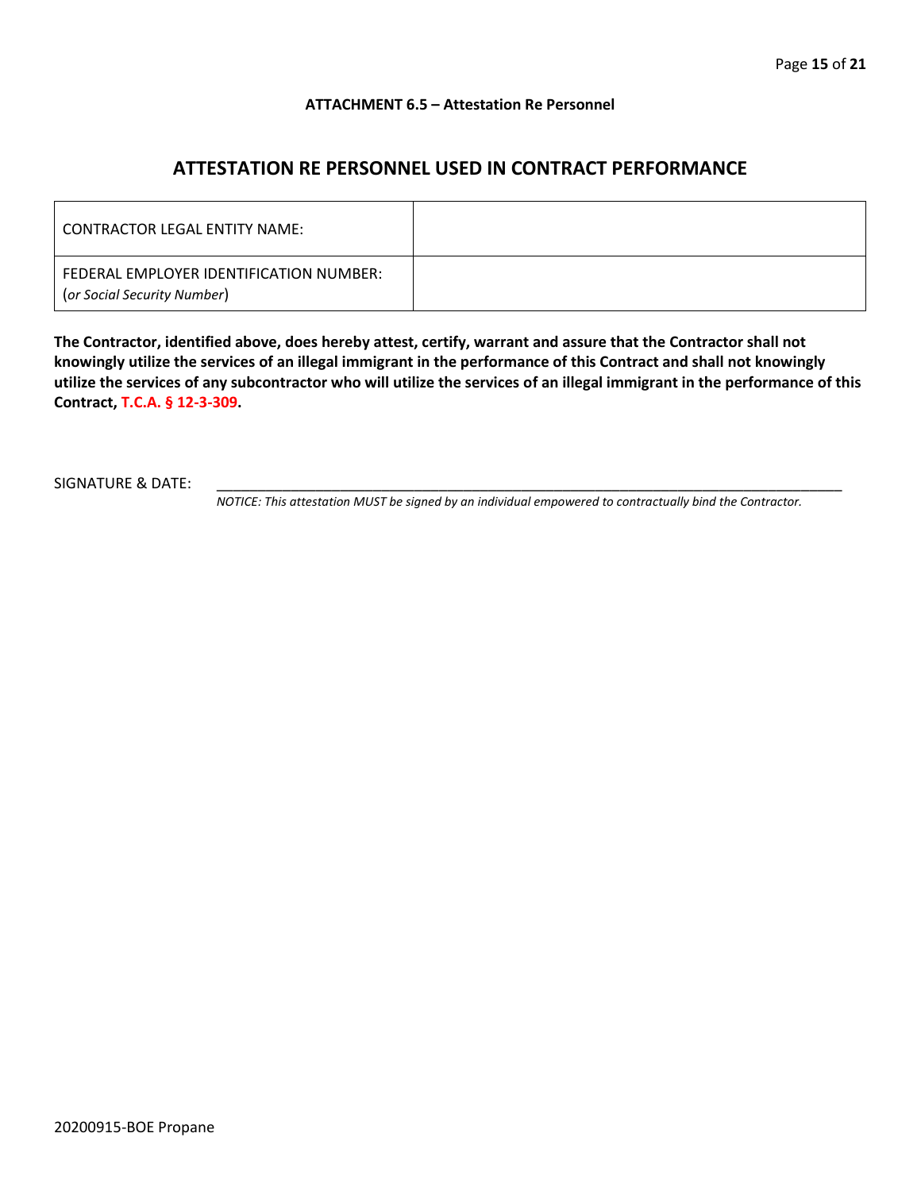**ATTACHMENT 6.5 – Attestation Re Personnel**

## ATTESTATION RE PERSONNEL USED IN CONTRACT PERFORMANCE

| CONTRACTOR LEGAL ENTITY NAME: | |
|---|---|
| FEDERAL EMPLOYER IDENTIFICATION NUMBER: (*or Social Security Number*) | |

**The Contractor, identified above, does hereby attest, certify, warrant and assure that the Contractor shall not knowingly utilize the services of an illegal immigrant in the performance of this Contract and shall not knowingly utilize the services of any subcontractor who will utilize the services of an illegal immigrant in the performance of this Contract, T.C.A. § 12-3-309.**

SIGNATURE & DATE: ________________________________________________________________

*NOTICE: This attestation MUST be signed by an individual empowered to contractually bind the Contractor.*

20200915-BOE Propane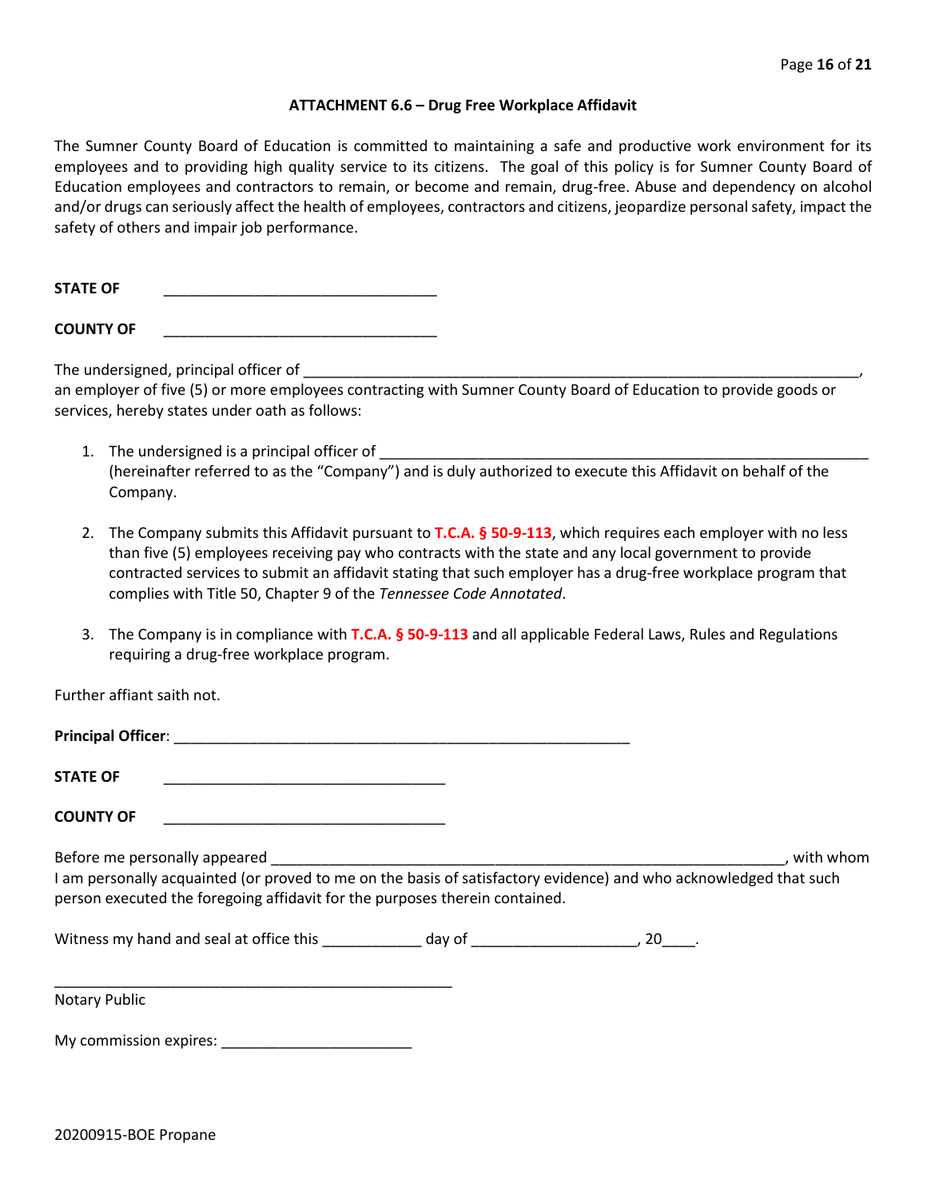## ATTACHMENT 6.6 – Drug Free Workplace Affidavit

The Sumner County Board of Education is committed to maintaining a safe and productive work environment for its employees and to providing high quality service to its citizens. The goal of this policy is for Sumner County Board of Education employees and contractors to remain, or become and remain, drug-free. Abuse and dependency on alcohol and/or drugs can seriously affect the health of employees, contractors and citizens, jeopardize personal safety, impact the safety of others and impair job performance.

**STATE OF** _________________________________

**COUNTY OF** _________________________________

The undersigned, principal officer of _____________________________________________________________________, an employer of five (5) or more employees contracting with Sumner County Board of Education to provide goods or services, hereby states under oath as follows:

1. The undersigned is a principal officer of ____________________________________________________________ (hereinafter referred to as the "Company") and is duly authorized to execute this Affidavit on behalf of the Company.

2. The Company submits this Affidavit pursuant to **T.C.A. § 50-9-113**, which requires each employer with no less than five (5) employees receiving pay who contracts with the state and any local government to provide contracted services to submit an affidavit stating that such employer has a drug-free workplace program that complies with Title 50, Chapter 9 of the *Tennessee Code Annotated*.

3. The Company is in compliance with **T.C.A. § 50-9-113** and all applicable Federal Laws, Rules and Regulations requiring a drug-free workplace program.

Further affiant saith not.

**Principal Officer**: _______________________________________________________

**STATE OF** __________________________________

**COUNTY OF** __________________________________

Before me personally appeared ______________________________________________________________, with whom I am personally acquainted (or proved to me on the basis of satisfactory evidence) and who acknowledged that such person executed the foregoing affidavit for the purposes therein contained.

Witness my hand and seal at office this ____________ day of ____________________, 20____.

_________________________________________________

Notary Public

My commission expires: _______________________

20200915-BOE Propane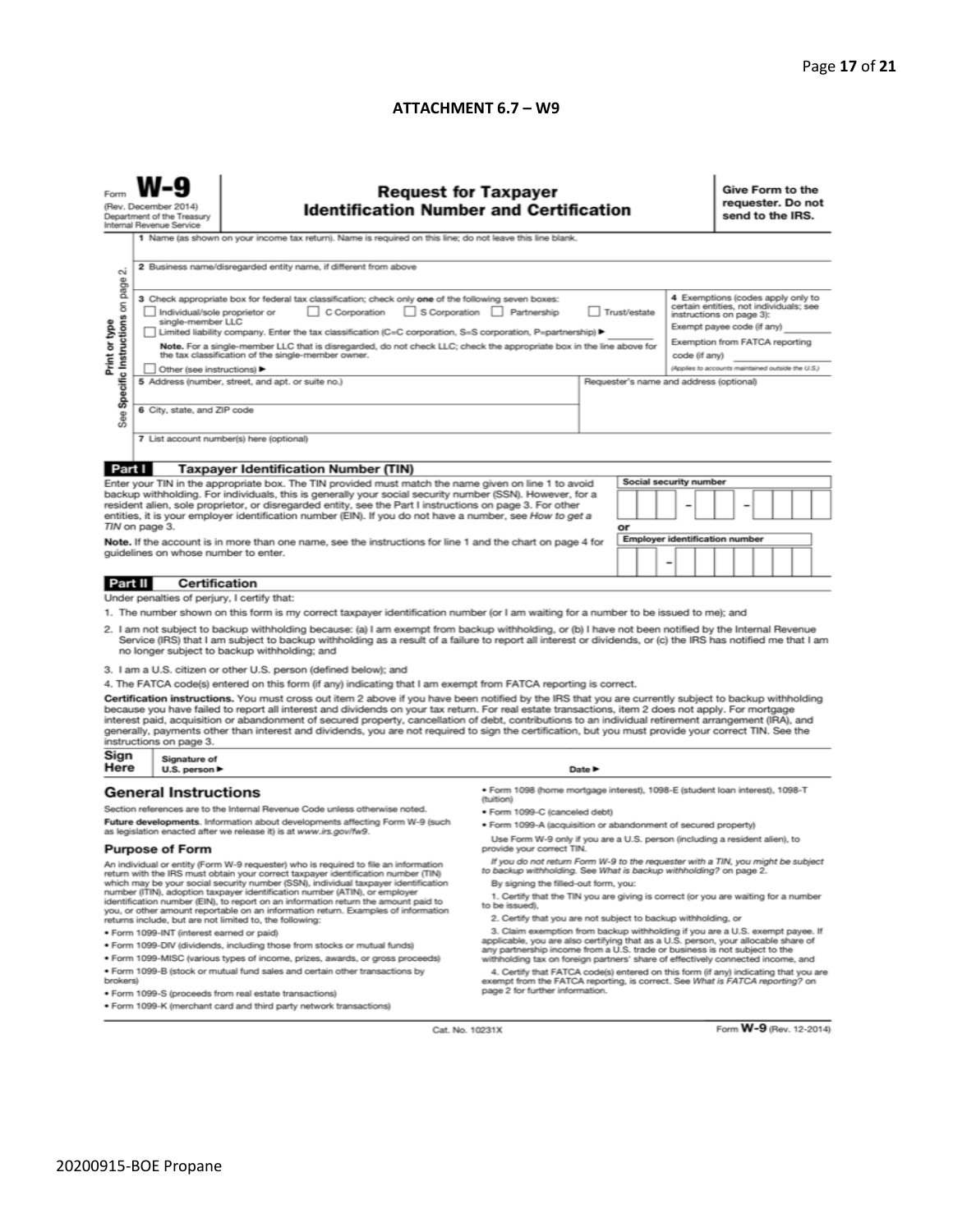**ATTACHMENT 6.7 – W9**

Form **W-9**
(Rev. December 2014)
Department of the Treasury
Internal Revenue Service

# Request for Taxpayer Identification Number and Certification

**Give Form to the requester. Do not send to the IRS.**

Print or type
See Specific Instructions on page 2.

1 Name (as shown on your income tax return). Name is required on this line; do not leave this line blank.

2 Business name/disregarded entity name, if different from above

3 Check appropriate box for federal tax classification; check only **one** of the following seven boxes:

☐ Individual/sole proprietor or single-member LLC ☐ C Corporation ☐ S Corporation ☐ Partnership ☐ Trust/estate

☐ Limited liability company. Enter the tax classification (C=C corporation, S=S corporation, P=partnership) ▶ ________

**Note.** For a single-member LLC that is disregarded, do not check LLC; check the appropriate box in the line above for the tax classification of the single-member owner.

☐ Other (see instructions) ▶

4 Exemptions (codes apply only to certain entities, not individuals; see instructions on page 3):

Exempt payee code (if any) ________

Exemption from FATCA reporting code (if any) ________

*(Applies to accounts maintained outside the U.S.)*

5 Address (number, street, and apt. or suite no.)

Requester's name and address (optional)

6 City, state, and ZIP code

7 List account number(s) here (optional)

## Part I Taxpayer Identification Number (TIN)

Enter your TIN in the appropriate box. The TIN provided must match the name given on line 1 to avoid backup withholding. For individuals, this is generally your social security number (SSN). However, for a resident alien, sole proprietor, or disregarded entity, see the Part I instructions on page 3. For other entities, it is your employer identification number (EIN). If you do not have a number, see *How to get a TIN* on page 3.

**Note.** If the account is in more than one name, see the instructions for line 1 and the chart on page 4 for guidelines on whose number to enter.

**Social security number**

☐☐☐ – ☐☐ – ☐☐☐☐

**or**

**Employer identification number**

☐☐ – ☐☐☐☐☐☐☐

## Part II Certification

Under penalties of perjury, I certify that:

1. The number shown on this form is my correct taxpayer identification number (or I am waiting for a number to be issued to me); and
2. I am not subject to backup withholding because: (a) I am exempt from backup withholding, or (b) I have not been notified by the Internal Revenue Service (IRS) that I am subject to backup withholding as a result of a failure to report all interest or dividends, or (c) the IRS has notified me that I am no longer subject to backup withholding; and
3. I am a U.S. citizen or other U.S. person (defined below); and
4. The FATCA code(s) entered on this form (if any) indicating that I am exempt from FATCA reporting is correct.

**Certification instructions.** You must cross out item 2 above if you have been notified by the IRS that you are currently subject to backup withholding because you have failed to report all interest and dividends on your tax return. For real estate transactions, item 2 does not apply. For mortgage interest paid, acquisition or abandonment of secured property, cancellation of debt, contributions to an individual retirement arrangement (IRA), and generally, payments other than interest and dividends, you are not required to sign the certification, but you must provide your correct TIN. See the instructions on page 3.

**Sign Here** Signature of U.S. person ▶ Date ▶

## General Instructions

Section references are to the Internal Revenue Code unless otherwise noted.

**Future developments.** Information about developments affecting Form W-9 (such as legislation enacted after we release it) is at *www.irs.gov/fw9*.

### Purpose of Form

An individual or entity (Form W-9 requester) who is required to file an information return with the IRS must obtain your correct taxpayer identification number (TIN) which may be your social security number (SSN), individual taxpayer identification number (ITIN), adoption taxpayer identification number (ATIN), or employer identification number (EIN), to report on an information return the amount paid to you, or other amount reportable on an information return. Examples of information returns include, but are not limited to, the following:

- Form 1099-INT (interest earned or paid)
- Form 1099-DIV (dividends, including those from stocks or mutual funds)
- Form 1099-MISC (various types of income, prizes, awards, or gross proceeds)
- Form 1099-B (stock or mutual fund sales and certain other transactions by brokers)
- Form 1099-S (proceeds from real estate transactions)
- Form 1099-K (merchant card and third party network transactions)
- Form 1098 (home mortgage interest), 1098-E (student loan interest), 1098-T (tuition)
- Form 1099-C (canceled debt)
- Form 1099-A (acquisition or abandonment of secured property)

Use Form W-9 only if you are a U.S. person (including a resident alien), to provide your correct TIN.

*If you do not return Form W-9 to the requester with a TIN, you might be subject to backup withholding. See What is backup withholding? on page 2.*

By signing the filled-out form, you:

1. Certify that the TIN you are giving is correct (or you are waiting for a number to be issued),
2. Certify that you are not subject to backup withholding, or
3. Claim exemption from backup withholding if you are a U.S. exempt payee. If applicable, you are also certifying that as a U.S. person, your allocable share of any partnership income from a U.S. trade or business is not subject to the withholding tax on foreign partners' share of effectively connected income, and
4. Certify that FATCA code(s) entered on this form (if any) indicating that you are exempt from the FATCA reporting, is correct. See *What is FATCA reporting?* on page 2 for further information.

Cat. No. 10231X Form **W-9** (Rev. 12-2014)

20200915-BOE Propane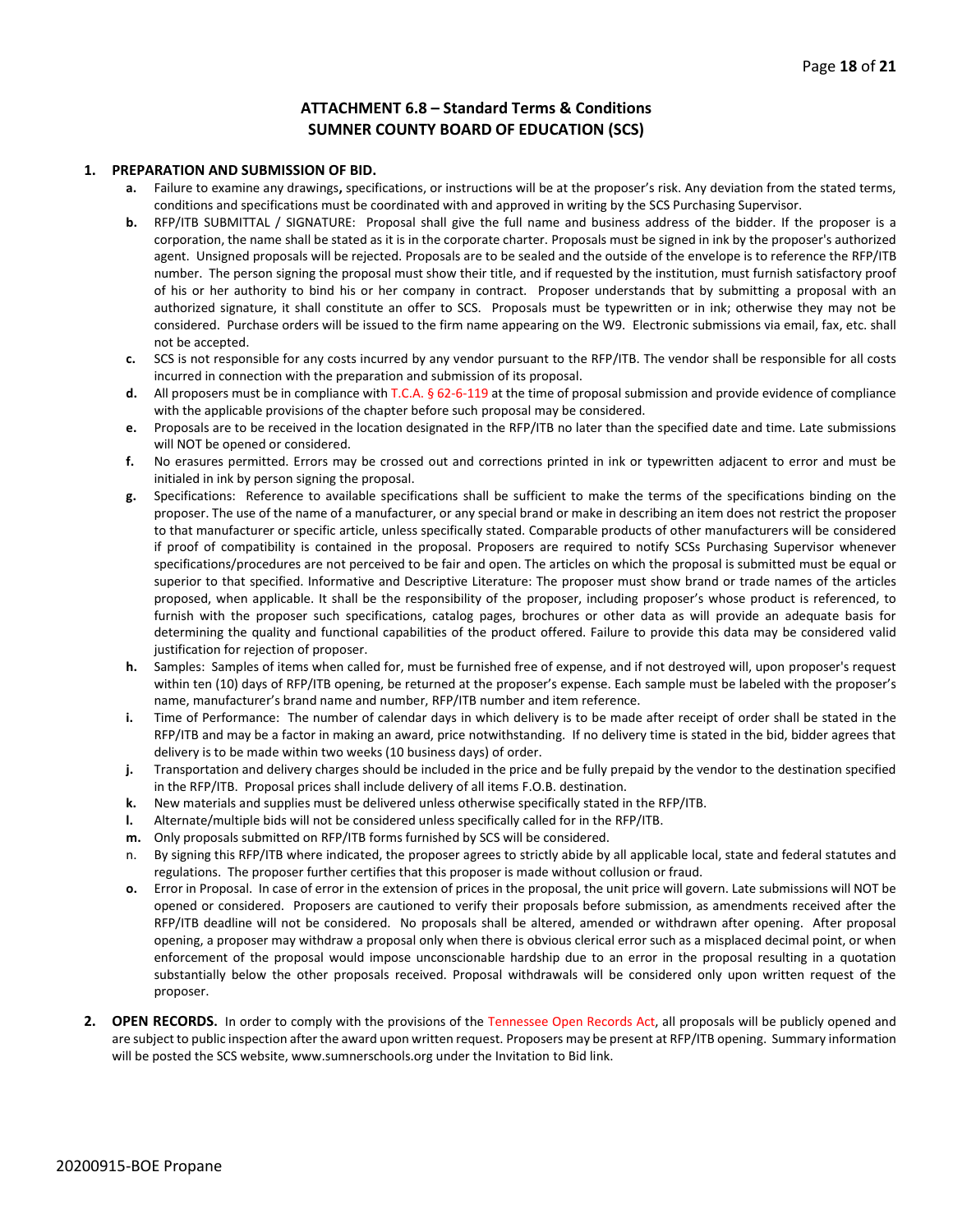## ATTACHMENT 6.8 – Standard Terms & Conditions
## SUMNER COUNTY BOARD OF EDUCATION (SCS)

1. **PREPARATION AND SUBMISSION OF BID.**
   - **a.** Failure to examine any drawings**,** specifications, or instructions will be at the proposer's risk. Any deviation from the stated terms, conditions and specifications must be coordinated with and approved in writing by the SCS Purchasing Supervisor.
   - **b.** RFP/ITB SUBMITTAL / SIGNATURE: Proposal shall give the full name and business address of the bidder. If the proposer is a corporation, the name shall be stated as it is in the corporate charter. Proposals must be signed in ink by the proposer's authorized agent. Unsigned proposals will be rejected. Proposals are to be sealed and the outside of the envelope is to reference the RFP/ITB number. The person signing the proposal must show their title, and if requested by the institution, must furnish satisfactory proof of his or her authority to bind his or her company in contract. Proposer understands that by submitting a proposal with an authorized signature, it shall constitute an offer to SCS. Proposals must be typewritten or in ink; otherwise they may not be considered. Purchase orders will be issued to the firm name appearing on the W9. Electronic submissions via email, fax, etc. shall not be accepted.
   - **c.** SCS is not responsible for any costs incurred by any vendor pursuant to the RFP/ITB. The vendor shall be responsible for all costs incurred in connection with the preparation and submission of its proposal.
   - **d.** All proposers must be in compliance with T.C.A. § 62-6-119 at the time of proposal submission and provide evidence of compliance with the applicable provisions of the chapter before such proposal may be considered.
   - **e.** Proposals are to be received in the location designated in the RFP/ITB no later than the specified date and time. Late submissions will NOT be opened or considered.
   - **f.** No erasures permitted. Errors may be crossed out and corrections printed in ink or typewritten adjacent to error and must be initialed in ink by person signing the proposal.
   - **g.** Specifications: Reference to available specifications shall be sufficient to make the terms of the specifications binding on the proposer. The use of the name of a manufacturer, or any special brand or make in describing an item does not restrict the proposer to that manufacturer or specific article, unless specifically stated. Comparable products of other manufacturers will be considered if proof of compatibility is contained in the proposal. Proposers are required to notify SCSs Purchasing Supervisor whenever specifications/procedures are not perceived to be fair and open. The articles on which the proposal is submitted must be equal or superior to that specified. Informative and Descriptive Literature: The proposer must show brand or trade names of the articles proposed, when applicable. It shall be the responsibility of the proposer, including proposer's whose product is referenced, to furnish with the proposer such specifications, catalog pages, brochures or other data as will provide an adequate basis for determining the quality and functional capabilities of the product offered. Failure to provide this data may be considered valid justification for rejection of proposer.
   - **h.** Samples: Samples of items when called for, must be furnished free of expense, and if not destroyed will, upon proposer's request within ten (10) days of RFP/ITB opening, be returned at the proposer's expense. Each sample must be labeled with the proposer's name, manufacturer's brand name and number, RFP/ITB number and item reference.
   - **i.** Time of Performance: The number of calendar days in which delivery is to be made after receipt of order shall be stated in the RFP/ITB and may be a factor in making an award, price notwithstanding. If no delivery time is stated in the bid, bidder agrees that delivery is to be made within two weeks (10 business days) of order.
   - **j.** Transportation and delivery charges should be included in the price and be fully prepaid by the vendor to the destination specified in the RFP/ITB. Proposal prices shall include delivery of all items F.O.B. destination.
   - **k.** New materials and supplies must be delivered unless otherwise specifically stated in the RFP/ITB.
   - **l.** Alternate/multiple bids will not be considered unless specifically called for in the RFP/ITB.
   - **m.** Only proposals submitted on RFP/ITB forms furnished by SCS will be considered.
   - n. By signing this RFP/ITB where indicated, the proposer agrees to strictly abide by all applicable local, state and federal statutes and regulations. The proposer further certifies that this proposer is made without collusion or fraud.
   - **o.** Error in Proposal. In case of error in the extension of prices in the proposal, the unit price will govern. Late submissions will NOT be opened or considered. Proposers are cautioned to verify their proposals before submission, as amendments received after the RFP/ITB deadline will not be considered. No proposals shall be altered, amended or withdrawn after opening. After proposal opening, a proposer may withdraw a proposal only when there is obvious clerical error such as a misplaced decimal point, or when enforcement of the proposal would impose unconscionable hardship due to an error in the proposal resulting in a quotation substantially below the other proposals received. Proposal withdrawals will be considered only upon written request of the proposer.

2. **OPEN RECORDS.** In order to comply with the provisions of the Tennessee Open Records Act, all proposals will be publicly opened and are subject to public inspection after the award upon written request. Proposers may be present at RFP/ITB opening. Summary information will be posted the SCS website, www.sumnerschools.org under the Invitation to Bid link.

20200915-BOE Propane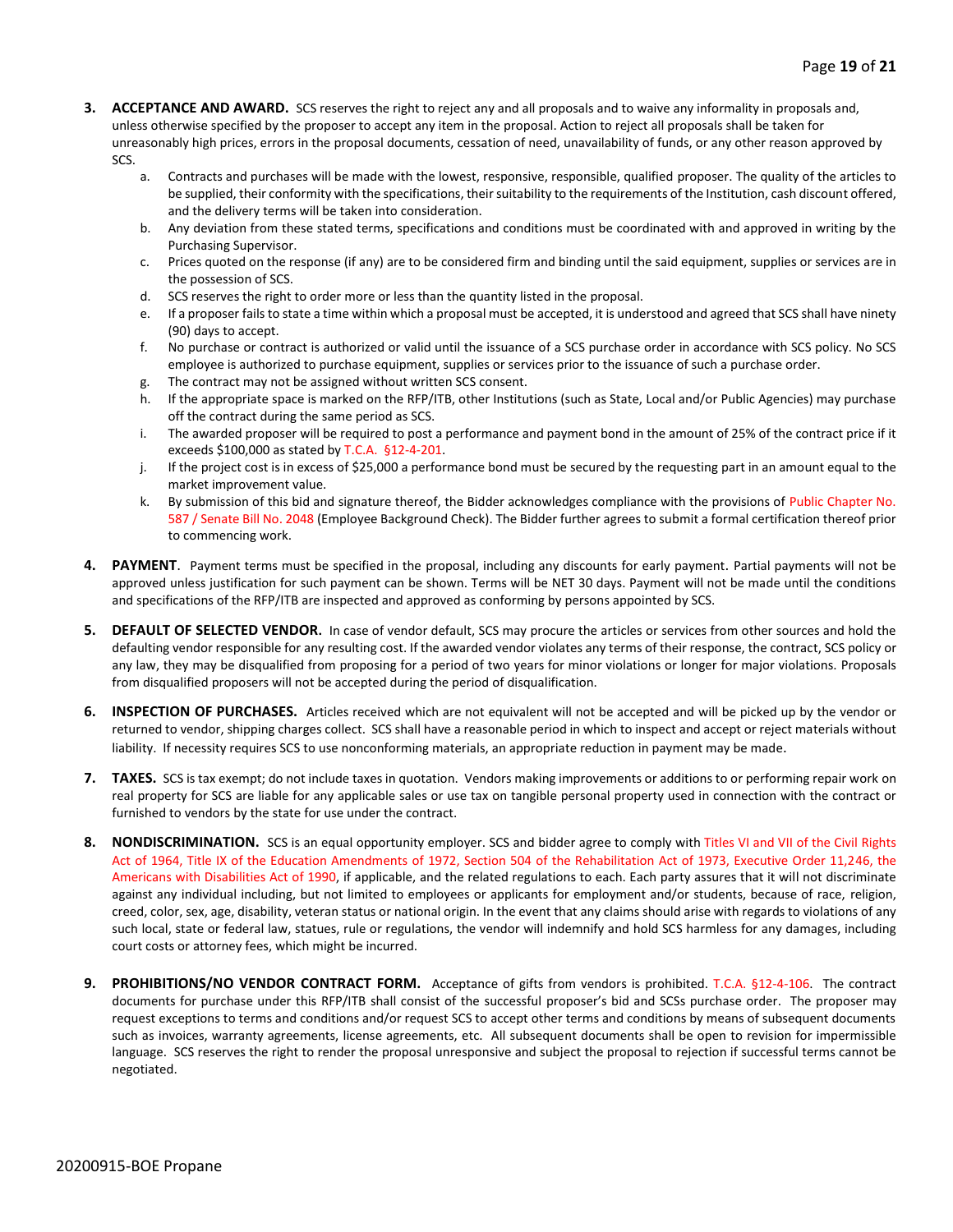3. **ACCEPTANCE AND AWARD.** SCS reserves the right to reject any and all proposals and to waive any informality in proposals and, unless otherwise specified by the proposer to accept any item in the proposal. Action to reject all proposals shall be taken for unreasonably high prices, errors in the proposal documents, cessation of need, unavailability of funds, or any other reason approved by SCS.
   a. Contracts and purchases will be made with the lowest, responsive, responsible, qualified proposer. The quality of the articles to be supplied, their conformity with the specifications, their suitability to the requirements of the Institution, cash discount offered, and the delivery terms will be taken into consideration.
   b. Any deviation from these stated terms, specifications and conditions must be coordinated with and approved in writing by the Purchasing Supervisor.
   c. Prices quoted on the response (if any) are to be considered firm and binding until the said equipment, supplies or services are in the possession of SCS.
   d. SCS reserves the right to order more or less than the quantity listed in the proposal.
   e. If a proposer fails to state a time within which a proposal must be accepted, it is understood and agreed that SCS shall have ninety (90) days to accept.
   f. No purchase or contract is authorized or valid until the issuance of a SCS purchase order in accordance with SCS policy. No SCS employee is authorized to purchase equipment, supplies or services prior to the issuance of such a purchase order.
   g. The contract may not be assigned without written SCS consent.
   h. If the appropriate space is marked on the RFP/ITB, other Institutions (such as State, Local and/or Public Agencies) may purchase off the contract during the same period as SCS.
   i. The awarded proposer will be required to post a performance and payment bond in the amount of 25% of the contract price if it exceeds $100,000 as stated by T.C.A. §12-4-201.
   j. If the project cost is in excess of $25,000 a performance bond must be secured by the requesting part in an amount equal to the market improvement value.
   k. By submission of this bid and signature thereof, the Bidder acknowledges compliance with the provisions of Public Chapter No. 587 / Senate Bill No. 2048 (Employee Background Check). The Bidder further agrees to submit a formal certification thereof prior to commencing work.

4. **PAYMENT**. Payment terms must be specified in the proposal, including any discounts for early payment. Partial payments will not be approved unless justification for such payment can be shown. Terms will be NET 30 days. Payment will not be made until the conditions and specifications of the RFP/ITB are inspected and approved as conforming by persons appointed by SCS.

5. **DEFAULT OF SELECTED VENDOR.** In case of vendor default, SCS may procure the articles or services from other sources and hold the defaulting vendor responsible for any resulting cost. If the awarded vendor violates any terms of their response, the contract, SCS policy or any law, they may be disqualified from proposing for a period of two years for minor violations or longer for major violations. Proposals from disqualified proposers will not be accepted during the period of disqualification.

6. **INSPECTION OF PURCHASES.** Articles received which are not equivalent will not be accepted and will be picked up by the vendor or returned to vendor, shipping charges collect. SCS shall have a reasonable period in which to inspect and accept or reject materials without liability. If necessity requires SCS to use nonconforming materials, an appropriate reduction in payment may be made.

7. **TAXES.** SCS is tax exempt; do not include taxes in quotation. Vendors making improvements or additions to or performing repair work on real property for SCS are liable for any applicable sales or use tax on tangible personal property used in connection with the contract or furnished to vendors by the state for use under the contract.

8. **NONDISCRIMINATION.** SCS is an equal opportunity employer. SCS and bidder agree to comply with Titles VI and VII of the Civil Rights Act of 1964, Title IX of the Education Amendments of 1972, Section 504 of the Rehabilitation Act of 1973, Executive Order 11,246, the Americans with Disabilities Act of 1990, if applicable, and the related regulations to each. Each party assures that it will not discriminate against any individual including, but not limited to employees or applicants for employment and/or students, because of race, religion, creed, color, sex, age, disability, veteran status or national origin. In the event that any claims should arise with regards to violations of any such local, state or federal law, statues, rule or regulations, the vendor will indemnify and hold SCS harmless for any damages, including court costs or attorney fees, which might be incurred.

9. **PROHIBITIONS/NO VENDOR CONTRACT FORM.** Acceptance of gifts from vendors is prohibited. T.C.A. §12-4-106. The contract documents for purchase under this RFP/ITB shall consist of the successful proposer's bid and SCSs purchase order. The proposer may request exceptions to terms and conditions and/or request SCS to accept other terms and conditions by means of subsequent documents such as invoices, warranty agreements, license agreements, etc. All subsequent documents shall be open to revision for impermissible language. SCS reserves the right to render the proposal unresponsive and subject the proposal to rejection if successful terms cannot be negotiated.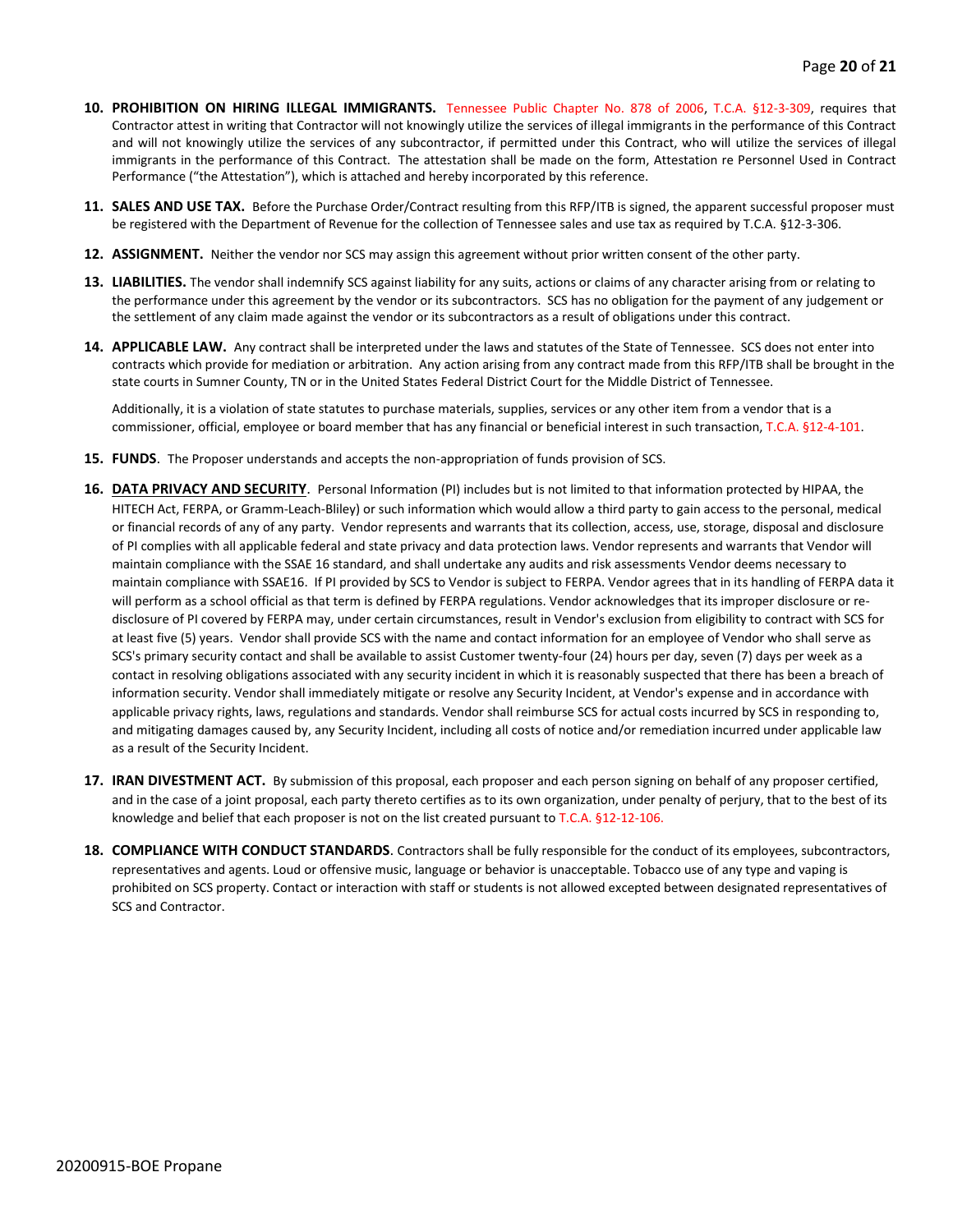10. **PROHIBITION ON HIRING ILLEGAL IMMIGRANTS.** Tennessee Public Chapter No. 878 of 2006, T.C.A. §12-3-309, requires that Contractor attest in writing that Contractor will not knowingly utilize the services of illegal immigrants in the performance of this Contract and will not knowingly utilize the services of any subcontractor, if permitted under this Contract, who will utilize the services of illegal immigrants in the performance of this Contract. The attestation shall be made on the form, Attestation re Personnel Used in Contract Performance ("the Attestation"), which is attached and hereby incorporated by this reference.

11. **SALES AND USE TAX.** Before the Purchase Order/Contract resulting from this RFP/ITB is signed, the apparent successful proposer must be registered with the Department of Revenue for the collection of Tennessee sales and use tax as required by T.C.A. §12-3-306.

12. **ASSIGNMENT.** Neither the vendor nor SCS may assign this agreement without prior written consent of the other party.

13. **LIABILITIES.** The vendor shall indemnify SCS against liability for any suits, actions or claims of any character arising from or relating to the performance under this agreement by the vendor or its subcontractors. SCS has no obligation for the payment of any judgement or the settlement of any claim made against the vendor or its subcontractors as a result of obligations under this contract.

14. **APPLICABLE LAW.** Any contract shall be interpreted under the laws and statutes of the State of Tennessee. SCS does not enter into contracts which provide for mediation or arbitration. Any action arising from any contract made from this RFP/ITB shall be brought in the state courts in Sumner County, TN or in the United States Federal District Court for the Middle District of Tennessee.

    Additionally, it is a violation of state statutes to purchase materials, supplies, services or any other item from a vendor that is a commissioner, official, employee or board member that has any financial or beneficial interest in such transaction, T.C.A. §12-4-101.

15. **FUNDS**. The Proposer understands and accepts the non-appropriation of funds provision of SCS.

16. **DATA PRIVACY AND SECURITY**. Personal Information (PI) includes but is not limited to that information protected by HIPAA, the HITECH Act, FERPA, or Gramm-Leach-Bliley) or such information which would allow a third party to gain access to the personal, medical or financial records of any of any party. Vendor represents and warrants that its collection, access, use, storage, disposal and disclosure of PI complies with all applicable federal and state privacy and data protection laws. Vendor represents and warrants that Vendor will maintain compliance with the SSAE 16 standard, and shall undertake any audits and risk assessments Vendor deems necessary to maintain compliance with SSAE16. If PI provided by SCS to Vendor is subject to FERPA. Vendor agrees that in its handling of FERPA data it will perform as a school official as that term is defined by FERPA regulations. Vendor acknowledges that its improper disclosure or re-disclosure of PI covered by FERPA may, under certain circumstances, result in Vendor's exclusion from eligibility to contract with SCS for at least five (5) years. Vendor shall provide SCS with the name and contact information for an employee of Vendor who shall serve as SCS's primary security contact and shall be available to assist Customer twenty-four (24) hours per day, seven (7) days per week as a contact in resolving obligations associated with any security incident in which it is reasonably suspected that there has been a breach of information security. Vendor shall immediately mitigate or resolve any Security Incident, at Vendor's expense and in accordance with applicable privacy rights, laws, regulations and standards. Vendor shall reimburse SCS for actual costs incurred by SCS in responding to, and mitigating damages caused by, any Security Incident, including all costs of notice and/or remediation incurred under applicable law as a result of the Security Incident.

17. **IRAN DIVESTMENT ACT.** By submission of this proposal, each proposer and each person signing on behalf of any proposer certified, and in the case of a joint proposal, each party thereto certifies as to its own organization, under penalty of perjury, that to the best of its knowledge and belief that each proposer is not on the list created pursuant to T.C.A. §12-12-106.

18. **COMPLIANCE WITH CONDUCT STANDARDS**. Contractors shall be fully responsible for the conduct of its employees, subcontractors, representatives and agents. Loud or offensive music, language or behavior is unacceptable. Tobacco use of any type and vaping is prohibited on SCS property. Contact or interaction with staff or students is not allowed excepted between designated representatives of SCS and Contractor.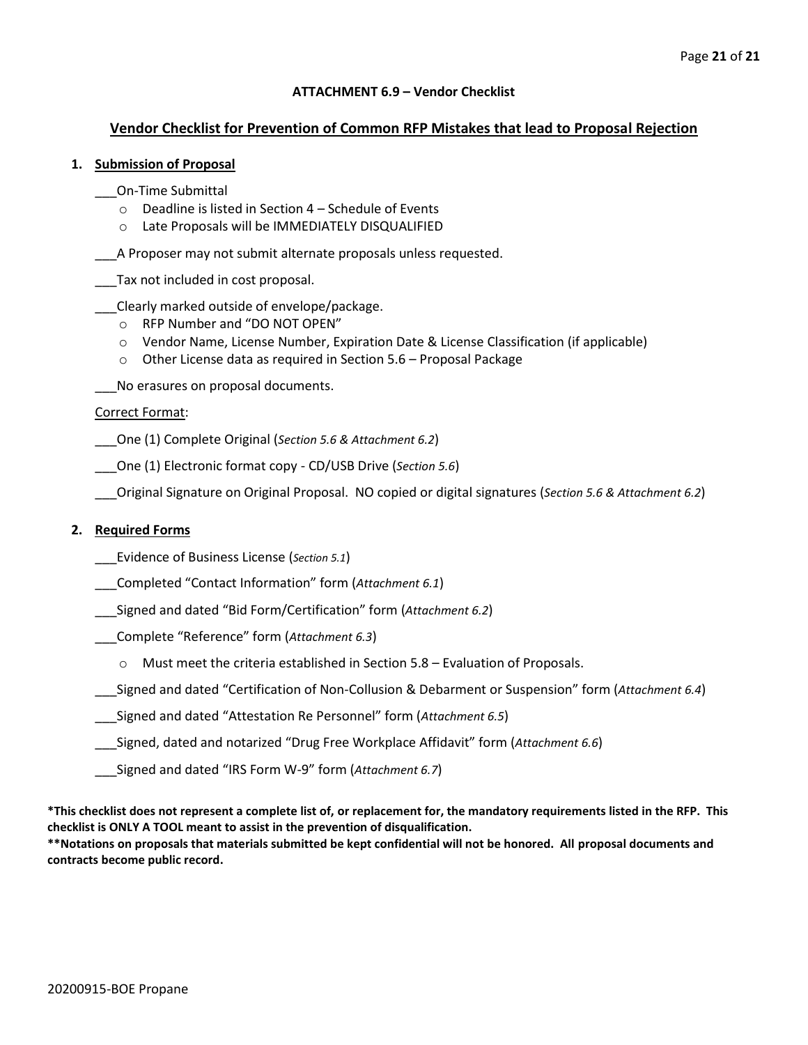**ATTACHMENT 6.9 – Vendor Checklist**

## Vendor Checklist for Prevention of Common RFP Mistakes that lead to Proposal Rejection

### 1. Submission of Proposal

\_\_\_On-Time Submittal

- Deadline is listed in Section 4 – Schedule of Events
- Late Proposals will be IMMEDIATELY DISQUALIFIED

\_\_\_A Proposer may not submit alternate proposals unless requested.

\_\_\_Tax not included in cost proposal.

\_\_\_Clearly marked outside of envelope/package.

- RFP Number and "DO NOT OPEN"
- Vendor Name, License Number, Expiration Date & License Classification (if applicable)
- Other License data as required in Section 5.6 – Proposal Package

\_\_\_No erasures on proposal documents.

Correct Format:

\_\_\_One (1) Complete Original (*Section 5.6 & Attachment 6.2*)

\_\_\_One (1) Electronic format copy - CD/USB Drive (*Section 5.6*)

\_\_\_Original Signature on Original Proposal. NO copied or digital signatures (*Section 5.6 & Attachment 6.2*)

### 2. Required Forms

\_\_\_Evidence of Business License (*Section 5.1*)

\_\_\_Completed "Contact Information" form (*Attachment 6.1*)

\_\_\_Signed and dated "Bid Form/Certification" form (*Attachment 6.2*)

\_\_\_Complete "Reference" form (*Attachment 6.3*)

- Must meet the criteria established in Section 5.8 – Evaluation of Proposals.

\_\_\_Signed and dated "Certification of Non-Collusion & Debarment or Suspension" form (*Attachment 6.4*)

\_\_\_Signed and dated "Attestation Re Personnel" form (*Attachment 6.5*)

\_\_\_Signed, dated and notarized "Drug Free Workplace Affidavit" form (*Attachment 6.6*)

\_\_\_Signed and dated "IRS Form W-9" form (*Attachment 6.7*)

**\*This checklist does not represent a complete list of, or replacement for, the mandatory requirements listed in the RFP. This checklist is ONLY A TOOL meant to assist in the prevention of disqualification.**

**\*\*Notations on proposals that materials submitted be kept confidential will not be honored. All proposal documents and contracts become public record.**